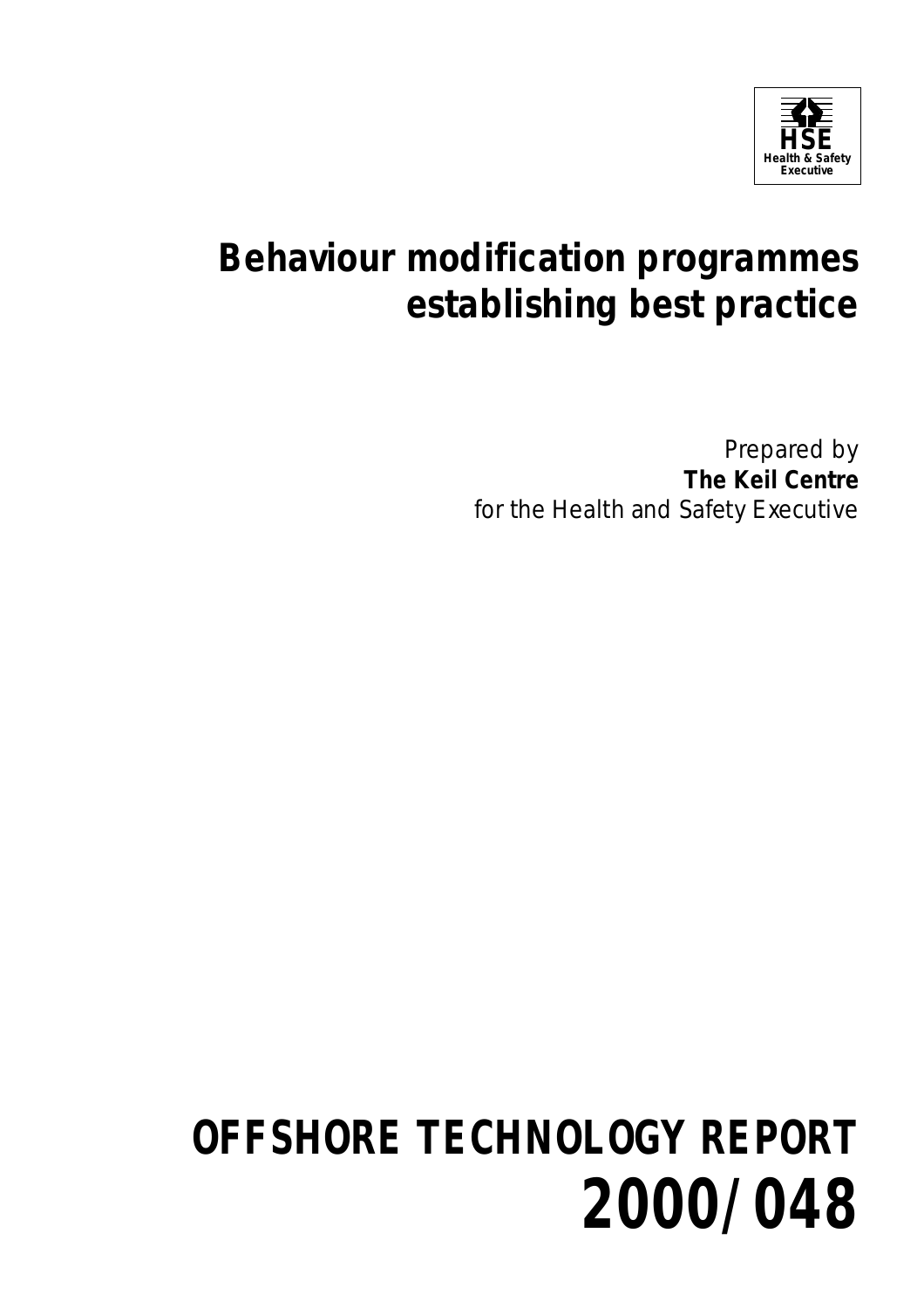HSE
Health & Safety Executive

# Behaviour modification programmes establishing best practice

Prepared by
**The Keil Centre**
for the Health and Safety Executive

# OFFSHORE TECHNOLOGY REPORT 2000/048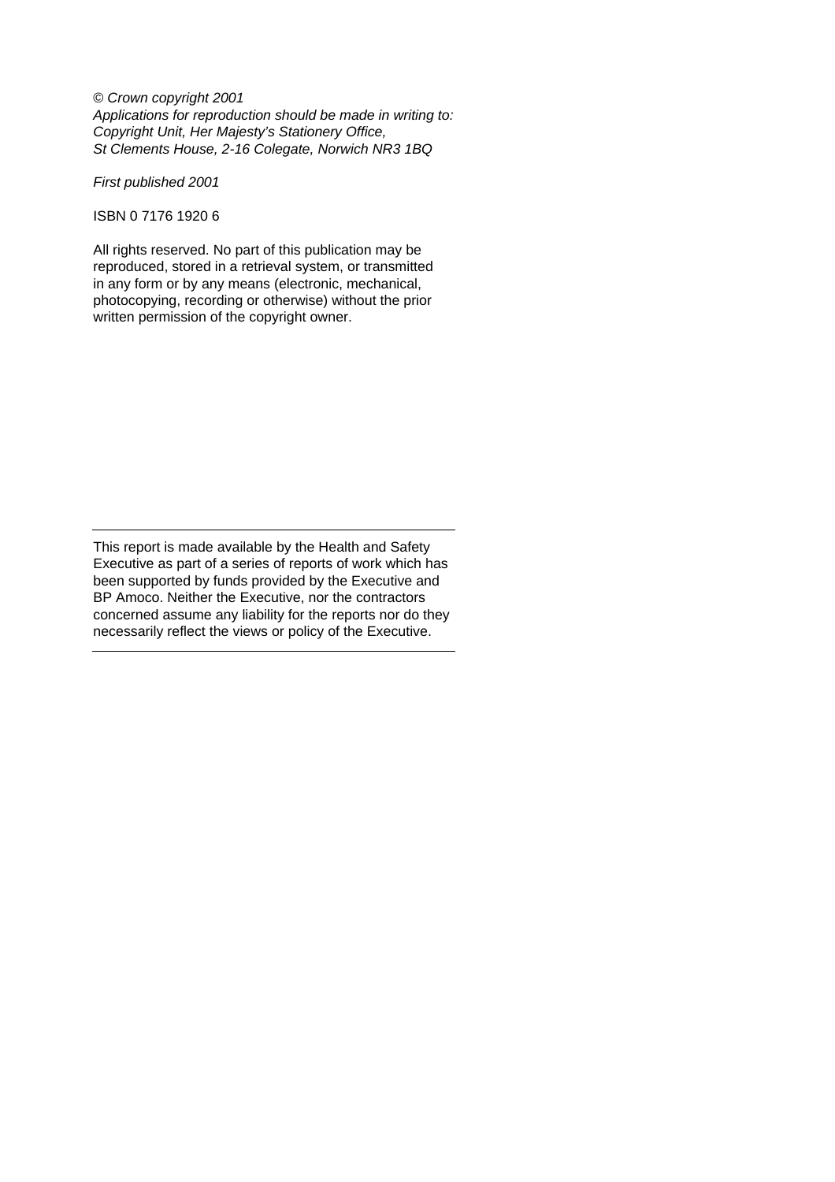*© Crown copyright 2001*
*Applications for reproduction should be made in writing to:*
*Copyright Unit, Her Majesty's Stationery Office,*
*St Clements House, 2-16 Colegate, Norwich NR3 1BQ*

*First published 2001*

ISBN 0 7176 1920 6

All rights reserved. No part of this publication may be reproduced, stored in a retrieval system, or transmitted in any form or by any means (electronic, mechanical, photocopying, recording or otherwise) without the prior written permission of the copyright owner.

---

This report is made available by the Health and Safety Executive as part of a series of reports of work which has been supported by funds provided by the Executive and BP Amoco. Neither the Executive, nor the contractors concerned assume any liability for the reports nor do they necessarily reflect the views or policy of the Executive.

---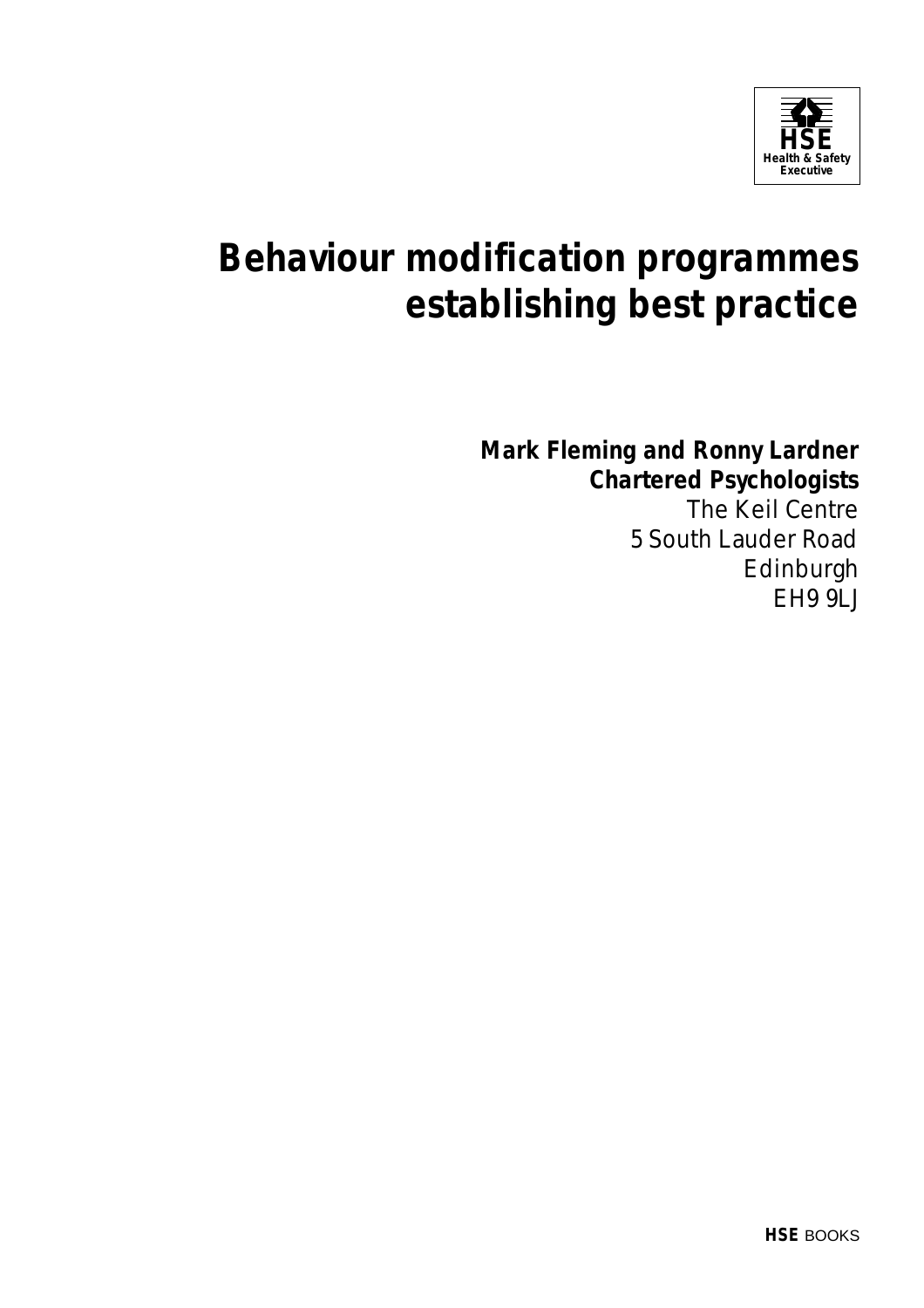HSE
Health & Safety
Executive

# Behaviour modification programmes establishing best practice

**Mark Fleming and Ronny Lardner**
**Chartered Psychologists**
The Keil Centre
5 South Lauder Road
Edinburgh
EH9 9LJ

**HSE** BOOKS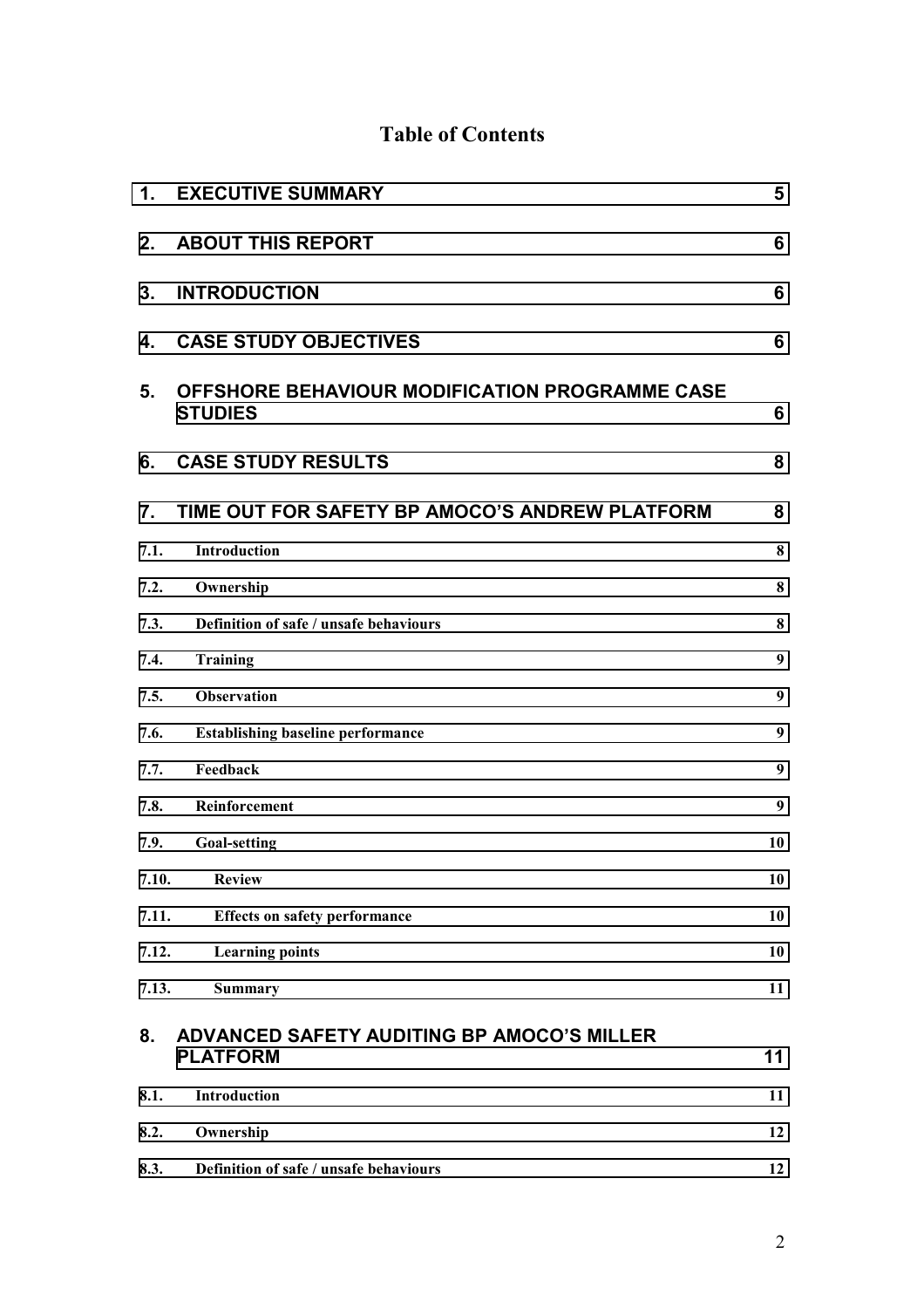# Table of Contents

| | | |
|---|---|---|
| **1.** | **EXECUTIVE SUMMARY** | **5** |
| **2.** | **ABOUT THIS REPORT** | **6** |
| **3.** | **INTRODUCTION** | **6** |
| **4.** | **CASE STUDY OBJECTIVES** | **6** |
| **5.** | **OFFSHORE BEHAVIOUR MODIFICATION PROGRAMME CASE STUDIES** | **6** |
| **6.** | **CASE STUDY RESULTS** | **8** |
| **7.** | **TIME OUT FOR SAFETY BP AMOCO'S ANDREW PLATFORM** | **8** |
| **7.1.** | **Introduction** | **8** |
| **7.2.** | **Ownership** | **8** |
| **7.3.** | **Definition of safe / unsafe behaviours** | **8** |
| **7.4.** | **Training** | **9** |
| **7.5.** | **Observation** | **9** |
| **7.6.** | **Establishing baseline performance** | **9** |
| **7.7.** | **Feedback** | **9** |
| **7.8.** | **Reinforcement** | **9** |
| **7.9.** | **Goal-setting** | **10** |
| **7.10.** | **Review** | **10** |
| **7.11.** | **Effects on safety performance** | **10** |
| **7.12.** | **Learning points** | **10** |
| **7.13.** | **Summary** | **11** |
| **8.** | **ADVANCED SAFETY AUDITING BP AMOCO'S MILLER PLATFORM** | **11** |
| **8.1.** | **Introduction** | **11** |
| **8.2.** | **Ownership** | **12** |
| **8.3.** | **Definition of safe / unsafe behaviours** | **12** |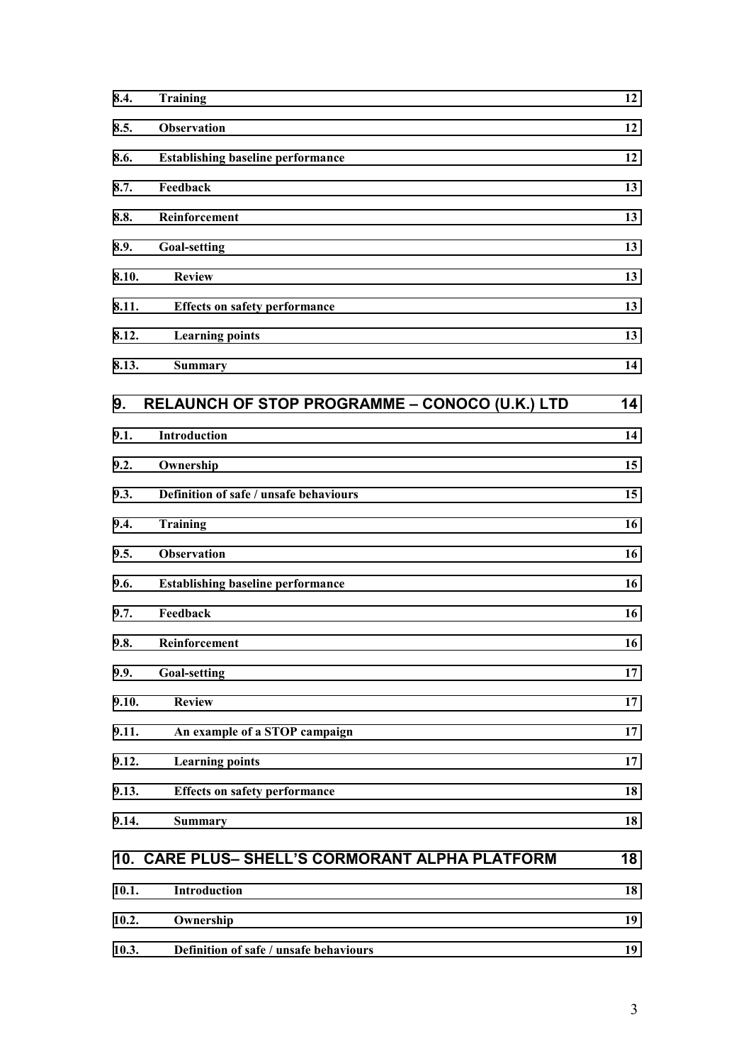8.4. **Training** 12

8.5. **Observation** 12

8.6. **Establishing baseline performance** 12

8.7. **Feedback** 13

8.8. **Reinforcement** 13

8.9. **Goal-setting** 13

8.10. **Review** 13

8.11. **Effects on safety performance** 13

8.12. **Learning points** 13

8.13. **Summary** 14

**9. RELAUNCH OF STOP PROGRAMME – CONOCO (U.K.) LTD** 14

9.1. **Introduction** 14

9.2. **Ownership** 15

9.3. **Definition of safe / unsafe behaviours** 15

9.4. **Training** 16

9.5. **Observation** 16

9.6. **Establishing baseline performance** 16

9.7. **Feedback** 16

9.8. **Reinforcement** 16

9.9. **Goal-setting** 17

9.10. **Review** 17

9.11. **An example of a STOP campaign** 17

9.12. **Learning points** 17

9.13. **Effects on safety performance** 18

9.14. **Summary** 18

**10. CARE PLUS– SHELL'S CORMORANT ALPHA PLATFORM** 18

10.1. **Introduction** 18

10.2. **Ownership** 19

10.3. **Definition of safe / unsafe behaviours** 19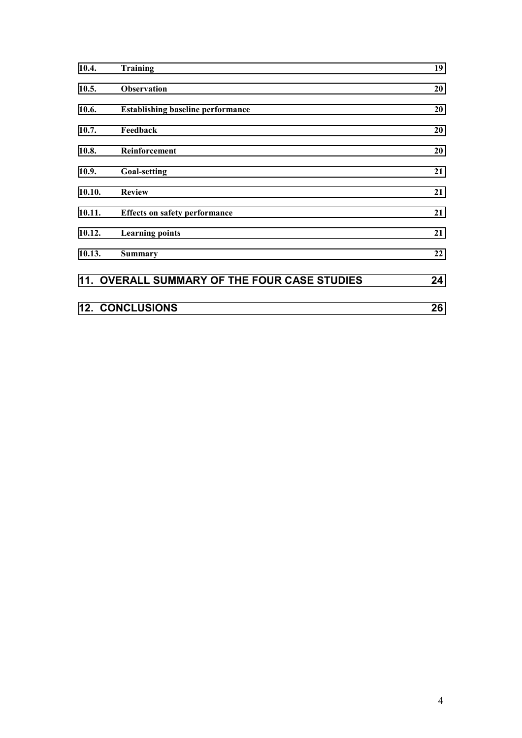| | | |
|---|---|---|
| 10.4. | **Training** | 19 |
| 10.5. | **Observation** | 20 |
| 10.6. | **Establishing baseline performance** | 20 |
| 10.7. | **Feedback** | 20 |
| 10.8. | **Reinforcement** | 20 |
| 10.9. | **Goal-setting** | 21 |
| 10.10. | **Review** | 21 |
| 10.11. | **Effects on safety performance** | 21 |
| 10.12. | **Learning points** | 21 |
| 10.13. | **Summary** | 22 |

**11. OVERALL SUMMARY OF THE FOUR CASE STUDIES** 24

**12. CONCLUSIONS** 26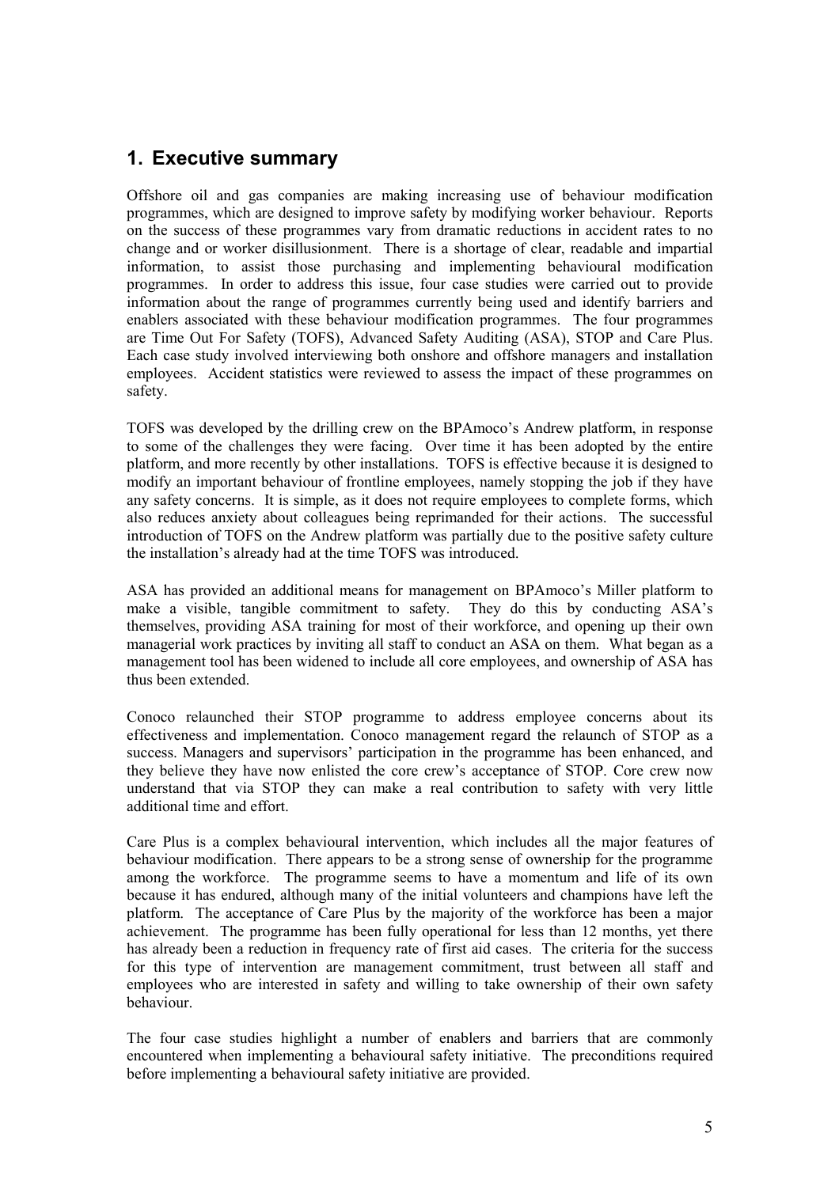## 1. Executive summary

Offshore oil and gas companies are making increasing use of behaviour modification programmes, which are designed to improve safety by modifying worker behaviour. Reports on the success of these programmes vary from dramatic reductions in accident rates to no change and or worker disillusionment. There is a shortage of clear, readable and impartial information, to assist those purchasing and implementing behavioural modification programmes. In order to address this issue, four case studies were carried out to provide information about the range of programmes currently being used and identify barriers and enablers associated with these behaviour modification programmes. The four programmes are Time Out For Safety (TOFS), Advanced Safety Auditing (ASA), STOP and Care Plus. Each case study involved interviewing both onshore and offshore managers and installation employees. Accident statistics were reviewed to assess the impact of these programmes on safety.

TOFS was developed by the drilling crew on the BPAmoco's Andrew platform, in response to some of the challenges they were facing. Over time it has been adopted by the entire platform, and more recently by other installations. TOFS is effective because it is designed to modify an important behaviour of frontline employees, namely stopping the job if they have any safety concerns. It is simple, as it does not require employees to complete forms, which also reduces anxiety about colleagues being reprimanded for their actions. The successful introduction of TOFS on the Andrew platform was partially due to the positive safety culture the installation's already had at the time TOFS was introduced.

ASA has provided an additional means for management on BPAmoco's Miller platform to make a visible, tangible commitment to safety. They do this by conducting ASA's themselves, providing ASA training for most of their workforce, and opening up their own managerial work practices by inviting all staff to conduct an ASA on them. What began as a management tool has been widened to include all core employees, and ownership of ASA has thus been extended.

Conoco relaunched their STOP programme to address employee concerns about its effectiveness and implementation. Conoco management regard the relaunch of STOP as a success. Managers and supervisors' participation in the programme has been enhanced, and they believe they have now enlisted the core crew's acceptance of STOP. Core crew now understand that via STOP they can make a real contribution to safety with very little additional time and effort.

Care Plus is a complex behavioural intervention, which includes all the major features of behaviour modification. There appears to be a strong sense of ownership for the programme among the workforce. The programme seems to have a momentum and life of its own because it has endured, although many of the initial volunteers and champions have left the platform. The acceptance of Care Plus by the majority of the workforce has been a major achievement. The programme has been fully operational for less than 12 months, yet there has already been a reduction in frequency rate of first aid cases. The criteria for the success for this type of intervention are management commitment, trust between all staff and employees who are interested in safety and willing to take ownership of their own safety behaviour.

The four case studies highlight a number of enablers and barriers that are commonly encountered when implementing a behavioural safety initiative. The preconditions required before implementing a behavioural safety initiative are provided.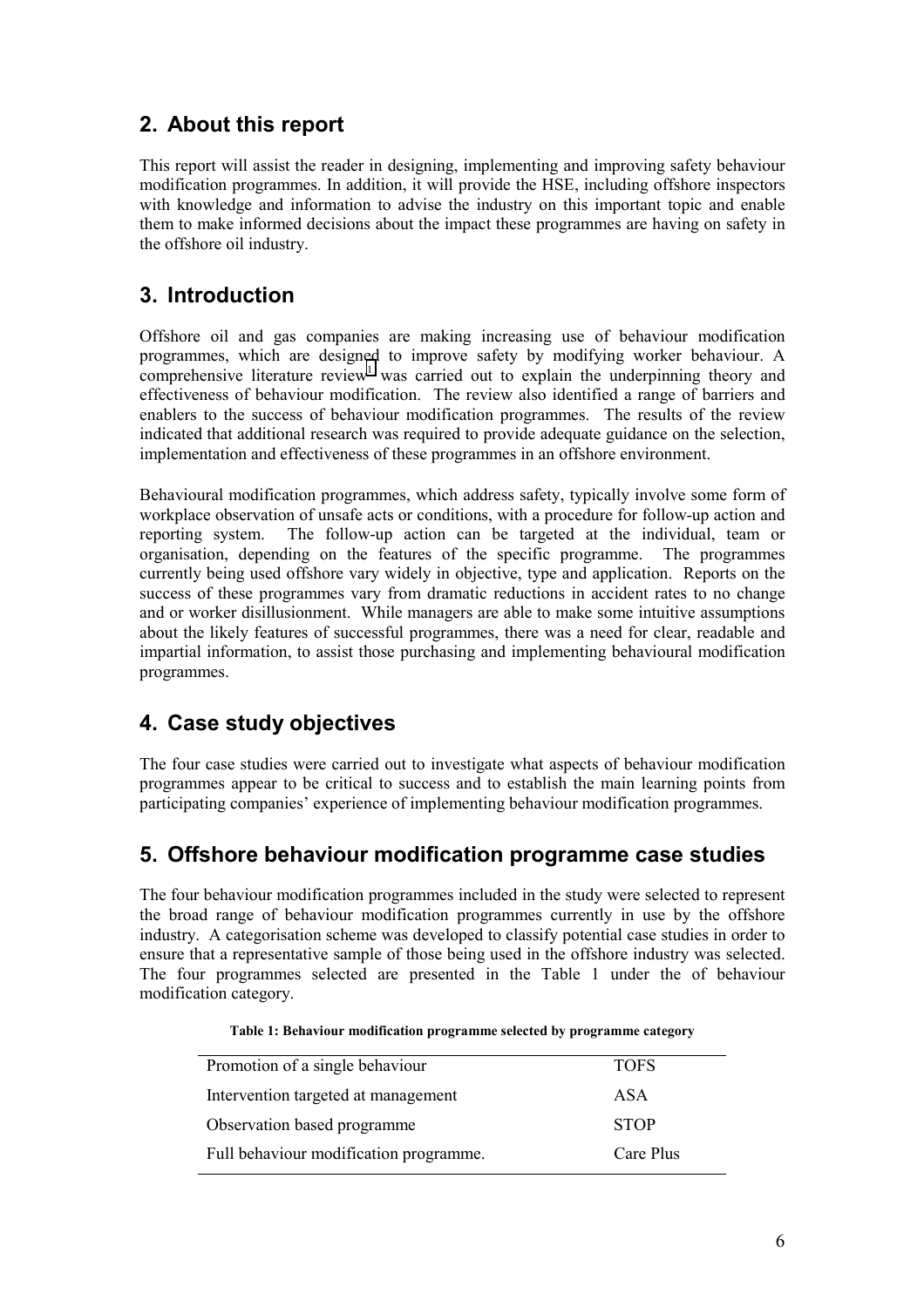## 2. About this report

This report will assist the reader in designing, implementing and improving safety behaviour modification programmes. In addition, it will provide the HSE, including offshore inspectors with knowledge and information to advise the industry on this important topic and enable them to make informed decisions about the impact these programmes are having on safety in the offshore oil industry.

## 3. Introduction

Offshore oil and gas companies are making increasing use of behaviour modification programmes, which are designed to improve safety by modifying worker behaviour. A comprehensive literature review[1] was carried out to explain the underpinning theory and effectiveness of behaviour modification. The review also identified a range of barriers and enablers to the success of behaviour modification programmes. The results of the review indicated that additional research was required to provide adequate guidance on the selection, implementation and effectiveness of these programmes in an offshore environment.

Behavioural modification programmes, which address safety, typically involve some form of workplace observation of unsafe acts or conditions, with a procedure for follow-up action and reporting system. The follow-up action can be targeted at the individual, team or organisation, depending on the features of the specific programme. The programmes currently being used offshore vary widely in objective, type and application. Reports on the success of these programmes vary from dramatic reductions in accident rates to no change and or worker disillusionment. While managers are able to make some intuitive assumptions about the likely features of successful programmes, there was a need for clear, readable and impartial information, to assist those purchasing and implementing behavioural modification programmes.

## 4. Case study objectives

The four case studies were carried out to investigate what aspects of behaviour modification programmes appear to be critical to success and to establish the main learning points from participating companies' experience of implementing behaviour modification programmes.

## 5. Offshore behaviour modification programme case studies

The four behaviour modification programmes included in the study were selected to represent the broad range of behaviour modification programmes currently in use by the offshore industry. A categorisation scheme was developed to classify potential case studies in order to ensure that a representative sample of those being used in the offshore industry was selected. The four programmes selected are presented in the Table 1 under the of behaviour modification category.

**Table 1: Behaviour modification programme selected by programme category**

| | |
|---|---|
| Promotion of a single behaviour | TOFS |
| Intervention targeted at management | ASA |
| Observation based programme | STOP |
| Full behaviour modification programme. | Care Plus |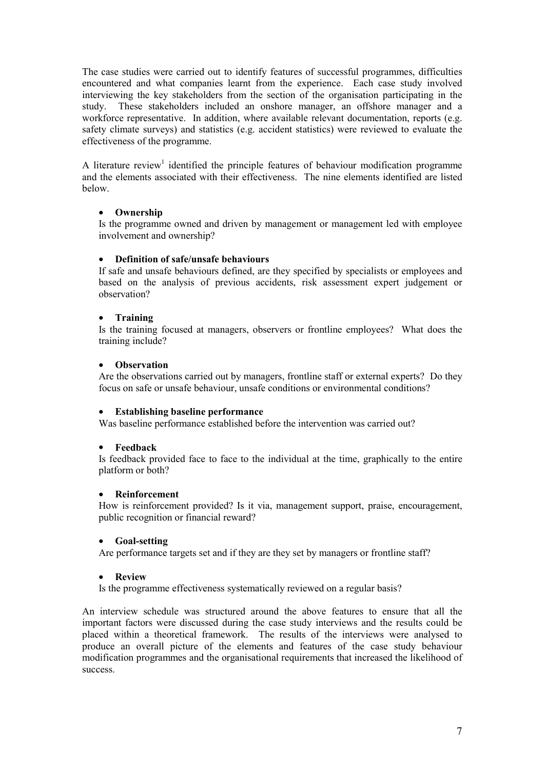The case studies were carried out to identify features of successful programmes, difficulties encountered and what companies learnt from the experience. Each case study involved interviewing the key stakeholders from the section of the organisation participating in the study. These stakeholders included an onshore manager, an offshore manager and a workforce representative. In addition, where available relevant documentation, reports (e.g. safety climate surveys) and statistics (e.g. accident statistics) were reviewed to evaluate the effectiveness of the programme.

A literature review[1] identified the principle features of behaviour modification programme and the elements associated with their effectiveness. The nine elements identified are listed below.

- **Ownership**
  Is the programme owned and driven by management or management led with employee involvement and ownership?

- **Definition of safe/unsafe behaviours**
  If safe and unsafe behaviours defined, are they specified by specialists or employees and based on the analysis of previous accidents, risk assessment expert judgement or observation?

- **Training**
  Is the training focused at managers, observers or frontline employees? What does the training include?

- **Observation**
  Are the observations carried out by managers, frontline staff or external experts? Do they focus on safe or unsafe behaviour, unsafe conditions or environmental conditions?

- **Establishing baseline performance**
  Was baseline performance established before the intervention was carried out?

- **Feedback**
  Is feedback provided face to face to the individual at the time, graphically to the entire platform or both?

- **Reinforcement**
  How is reinforcement provided? Is it via, management support, praise, encouragement, public recognition or financial reward?

- **Goal-setting**
  Are performance targets set and if they are they set by managers or frontline staff?

- **Review**
  Is the programme effectiveness systematically reviewed on a regular basis?

An interview schedule was structured around the above features to ensure that all the important factors were discussed during the case study interviews and the results could be placed within a theoretical framework. The results of the interviews were analysed to produce an overall picture of the elements and features of the case study behaviour modification programmes and the organisational requirements that increased the likelihood of success.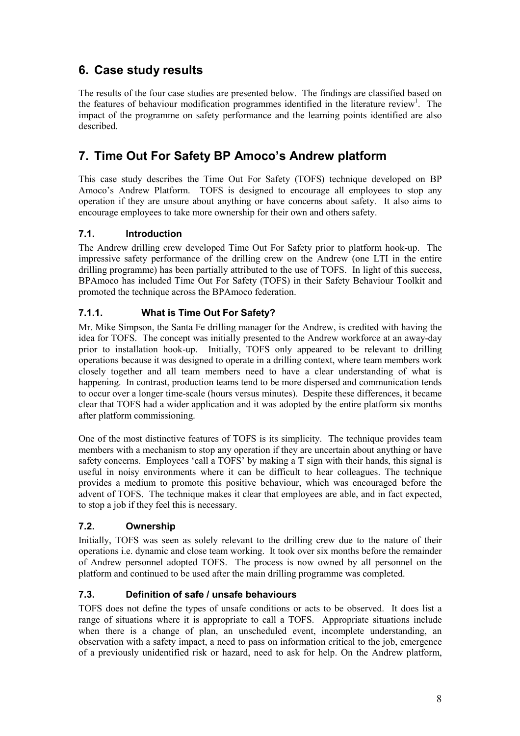# 6. Case study results

The results of the four case studies are presented below. The findings are classified based on the features of behaviour modification programmes identified in the literature review[1]. The impact of the programme on safety performance and the learning points identified are also described.

# 7. Time Out For Safety BP Amoco's Andrew platform

This case study describes the Time Out For Safety (TOFS) technique developed on BP Amoco's Andrew Platform. TOFS is designed to encourage all employees to stop any operation if they are unsure about anything or have concerns about safety. It also aims to encourage employees to take more ownership for their own and others safety.

## 7.1. Introduction

The Andrew drilling crew developed Time Out For Safety prior to platform hook-up. The impressive safety performance of the drilling crew on the Andrew (one LTI in the entire drilling programme) has been partially attributed to the use of TOFS. In light of this success, BPAmoco has included Time Out For Safety (TOFS) in their Safety Behaviour Toolkit and promoted the technique across the BPAmoco federation.

### 7.1.1. What is Time Out For Safety?

Mr. Mike Simpson, the Santa Fe drilling manager for the Andrew, is credited with having the idea for TOFS. The concept was initially presented to the Andrew workforce at an away-day prior to installation hook-up. Initially, TOFS only appeared to be relevant to drilling operations because it was designed to operate in a drilling context, where team members work closely together and all team members need to have a clear understanding of what is happening. In contrast, production teams tend to be more dispersed and communication tends to occur over a longer time-scale (hours versus minutes). Despite these differences, it became clear that TOFS had a wider application and it was adopted by the entire platform six months after platform commissioning.

One of the most distinctive features of TOFS is its simplicity. The technique provides team members with a mechanism to stop any operation if they are uncertain about anything or have safety concerns. Employees 'call a TOFS' by making a T sign with their hands, this signal is useful in noisy environments where it can be difficult to hear colleagues. The technique provides a medium to promote this positive behaviour, which was encouraged before the advent of TOFS. The technique makes it clear that employees are able, and in fact expected, to stop a job if they feel this is necessary.

## 7.2. Ownership

Initially, TOFS was seen as solely relevant to the drilling crew due to the nature of their operations i.e. dynamic and close team working. It took over six months before the remainder of Andrew personnel adopted TOFS. The process is now owned by all personnel on the platform and continued to be used after the main drilling programme was completed.

## 7.3. Definition of safe / unsafe behaviours

TOFS does not define the types of unsafe conditions or acts to be observed. It does list a range of situations where it is appropriate to call a TOFS. Appropriate situations include when there is a change of plan, an unscheduled event, incomplete understanding, an observation with a safety impact, a need to pass on information critical to the job, emergence of a previously unidentified risk or hazard, need to ask for help. On the Andrew platform,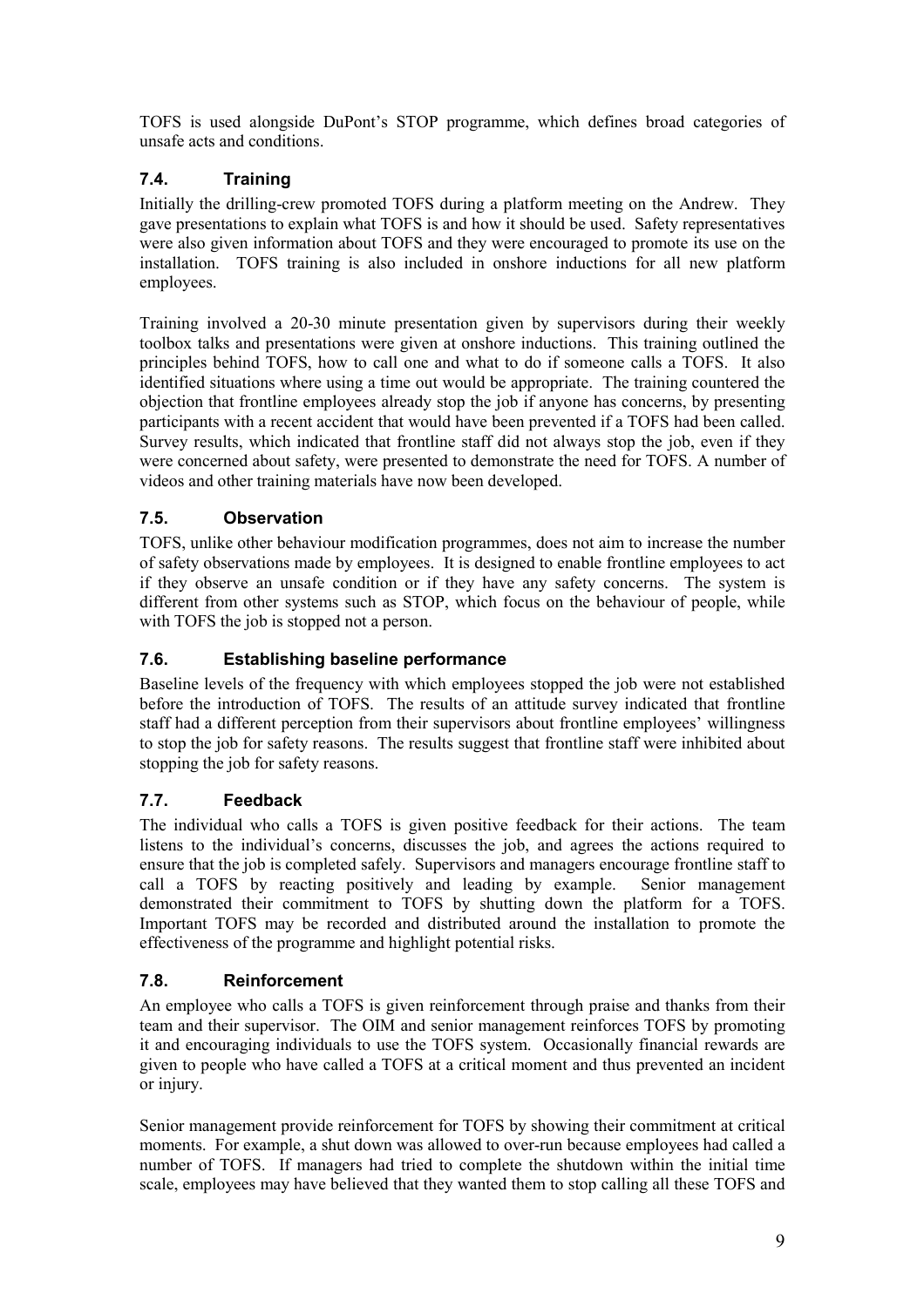TOFS is used alongside DuPont's STOP programme, which defines broad categories of unsafe acts and conditions.

### 7.4. Training

Initially the drilling-crew promoted TOFS during a platform meeting on the Andrew. They gave presentations to explain what TOFS is and how it should be used. Safety representatives were also given information about TOFS and they were encouraged to promote its use on the installation. TOFS training is also included in onshore inductions for all new platform employees.

Training involved a 20-30 minute presentation given by supervisors during their weekly toolbox talks and presentations were given at onshore inductions. This training outlined the principles behind TOFS, how to call one and what to do if someone calls a TOFS. It also identified situations where using a time out would be appropriate. The training countered the objection that frontline employees already stop the job if anyone has concerns, by presenting participants with a recent accident that would have been prevented if a TOFS had been called. Survey results, which indicated that frontline staff did not always stop the job, even if they were concerned about safety, were presented to demonstrate the need for TOFS. A number of videos and other training materials have now been developed.

### 7.5. Observation

TOFS, unlike other behaviour modification programmes, does not aim to increase the number of safety observations made by employees. It is designed to enable frontline employees to act if they observe an unsafe condition or if they have any safety concerns. The system is different from other systems such as STOP, which focus on the behaviour of people, while with TOFS the job is stopped not a person.

### 7.6. Establishing baseline performance

Baseline levels of the frequency with which employees stopped the job were not established before the introduction of TOFS. The results of an attitude survey indicated that frontline staff had a different perception from their supervisors about frontline employees' willingness to stop the job for safety reasons. The results suggest that frontline staff were inhibited about stopping the job for safety reasons.

### 7.7. Feedback

The individual who calls a TOFS is given positive feedback for their actions. The team listens to the individual's concerns, discusses the job, and agrees the actions required to ensure that the job is completed safely. Supervisors and managers encourage frontline staff to call a TOFS by reacting positively and leading by example. Senior management demonstrated their commitment to TOFS by shutting down the platform for a TOFS. Important TOFS may be recorded and distributed around the installation to promote the effectiveness of the programme and highlight potential risks.

### 7.8. Reinforcement

An employee who calls a TOFS is given reinforcement through praise and thanks from their team and their supervisor. The OIM and senior management reinforces TOFS by promoting it and encouraging individuals to use the TOFS system. Occasionally financial rewards are given to people who have called a TOFS at a critical moment and thus prevented an incident or injury.

Senior management provide reinforcement for TOFS by showing their commitment at critical moments. For example, a shut down was allowed to over-run because employees had called a number of TOFS. If managers had tried to complete the shutdown within the initial time scale, employees may have believed that they wanted them to stop calling all these TOFS and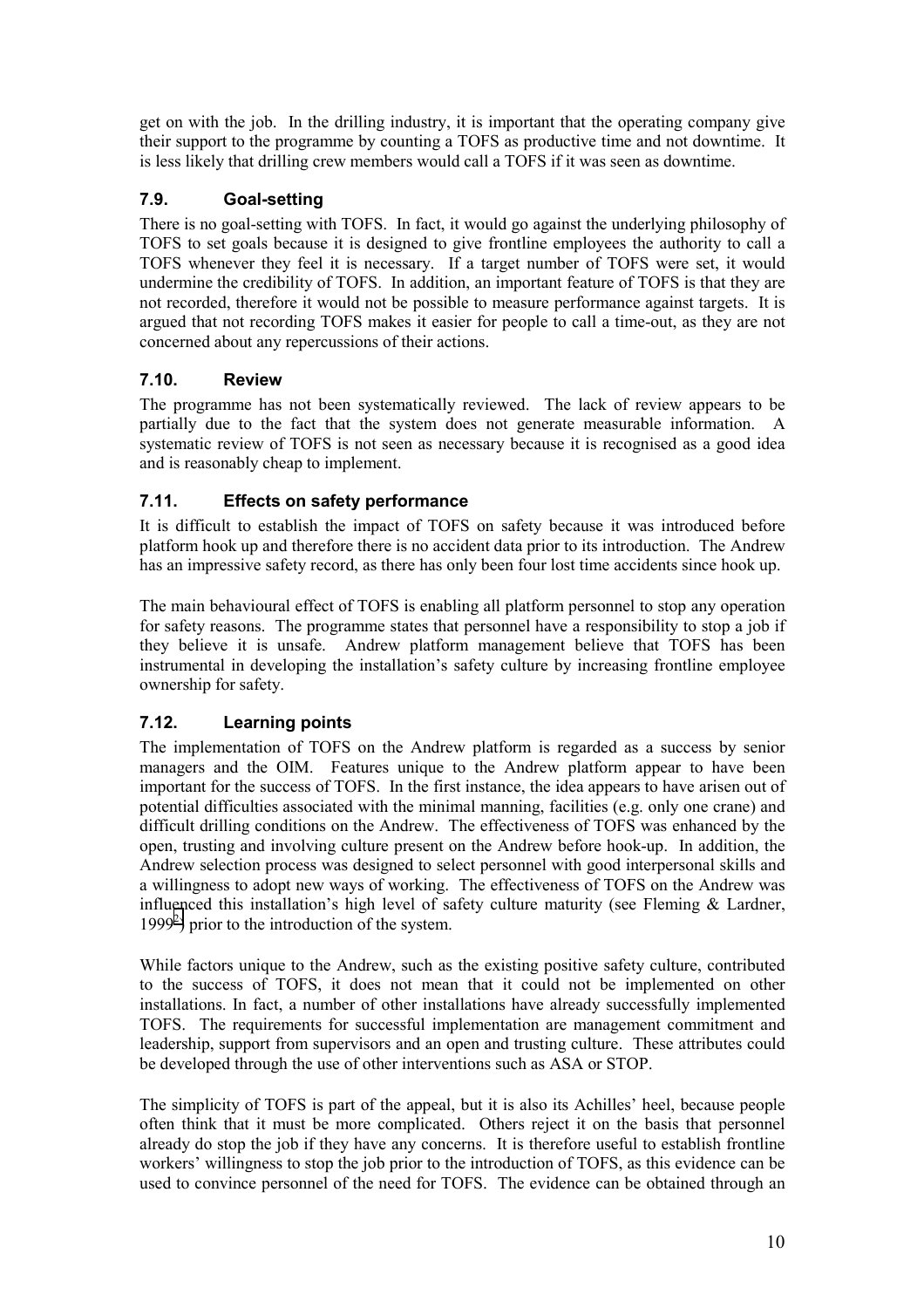get on with the job. In the drilling industry, it is important that the operating company give their support to the programme by counting a TOFS as productive time and not downtime. It is less likely that drilling crew members would call a TOFS if it was seen as downtime.

### 7.9. Goal-setting

There is no goal-setting with TOFS. In fact, it would go against the underlying philosophy of TOFS to set goals because it is designed to give frontline employees the authority to call a TOFS whenever they feel it is necessary. If a target number of TOFS were set, it would undermine the credibility of TOFS. In addition, an important feature of TOFS is that they are not recorded, therefore it would not be possible to measure performance against targets. It is argued that not recording TOFS makes it easier for people to call a time-out, as they are not concerned about any repercussions of their actions.

### 7.10. Review

The programme has not been systematically reviewed. The lack of review appears to be partially due to the fact that the system does not generate measurable information. A systematic review of TOFS is not seen as necessary because it is recognised as a good idea and is reasonably cheap to implement.

### 7.11. Effects on safety performance

It is difficult to establish the impact of TOFS on safety because it was introduced before platform hook up and therefore there is no accident data prior to its introduction. The Andrew has an impressive safety record, as there has only been four lost time accidents since hook up.

The main behavioural effect of TOFS is enabling all platform personnel to stop any operation for safety reasons. The programme states that personnel have a responsibility to stop a job if they believe it is unsafe. Andrew platform management believe that TOFS has been instrumental in developing the installation's safety culture by increasing frontline employee ownership for safety.

### 7.12. Learning points

The implementation of TOFS on the Andrew platform is regarded as a success by senior managers and the OIM. Features unique to the Andrew platform appear to have been important for the success of TOFS. In the first instance, the idea appears to have arisen out of potential difficulties associated with the minimal manning, facilities (e.g. only one crane) and difficult drilling conditions on the Andrew. The effectiveness of TOFS was enhanced by the open, trusting and involving culture present on the Andrew before hook-up. In addition, the Andrew selection process was designed to select personnel with good interpersonal skills and a willingness to adopt new ways of working. The effectiveness of TOFS on the Andrew was influenced this installation's high level of safety culture maturity (see Fleming & Lardner, 1999[2]) prior to the introduction of the system.

While factors unique to the Andrew, such as the existing positive safety culture, contributed to the success of TOFS, it does not mean that it could not be implemented on other installations. In fact, a number of other installations have already successfully implemented TOFS. The requirements for successful implementation are management commitment and leadership, support from supervisors and an open and trusting culture. These attributes could be developed through the use of other interventions such as ASA or STOP.

The simplicity of TOFS is part of the appeal, but it is also its Achilles' heel, because people often think that it must be more complicated. Others reject it on the basis that personnel already do stop the job if they have any concerns. It is therefore useful to establish frontline workers' willingness to stop the job prior to the introduction of TOFS, as this evidence can be used to convince personnel of the need for TOFS. The evidence can be obtained through an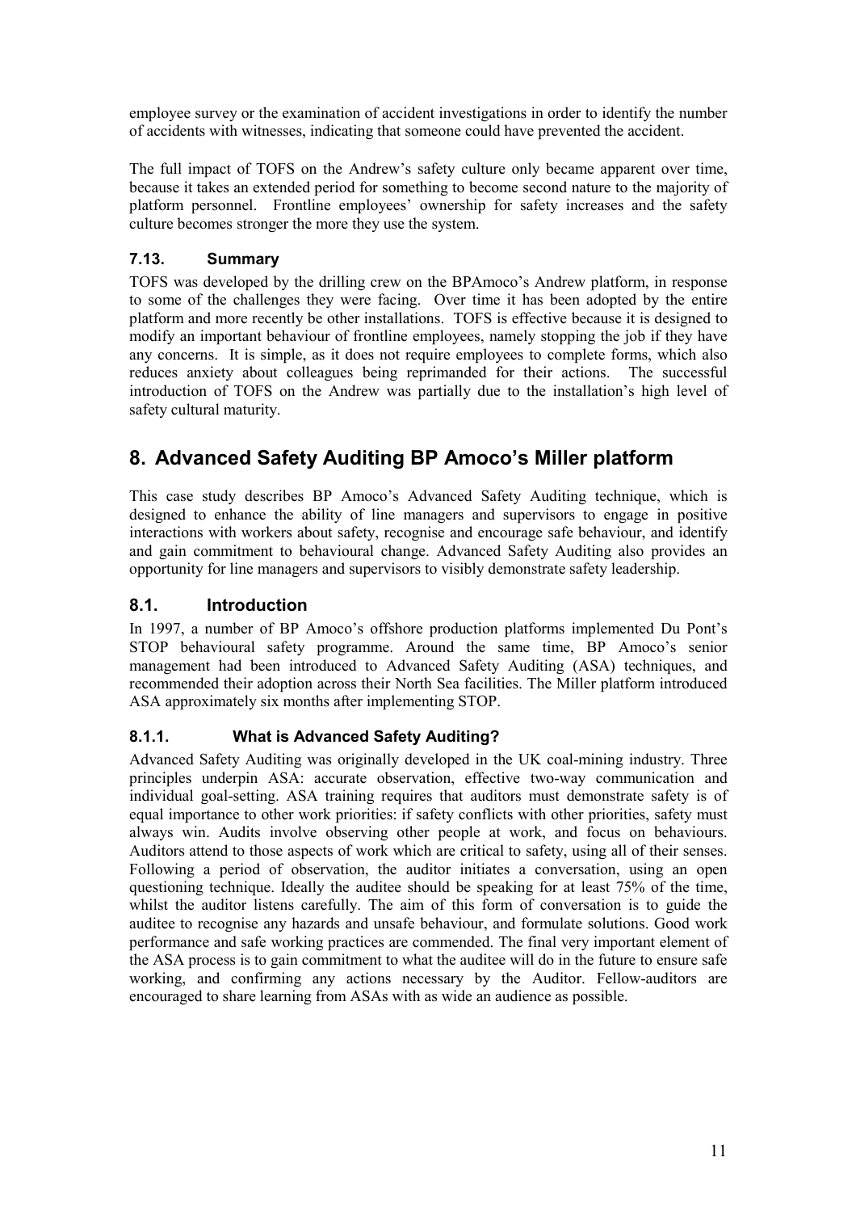employee survey or the examination of accident investigations in order to identify the number of accidents with witnesses, indicating that someone could have prevented the accident.

The full impact of TOFS on the Andrew's safety culture only became apparent over time, because it takes an extended period for something to become second nature to the majority of platform personnel. Frontline employees' ownership for safety increases and the safety culture becomes stronger the more they use the system.

### 7.13. Summary

TOFS was developed by the drilling crew on the BPAmoco's Andrew platform, in response to some of the challenges they were facing. Over time it has been adopted by the entire platform and more recently be other installations. TOFS is effective because it is designed to modify an important behaviour of frontline employees, namely stopping the job if they have any concerns. It is simple, as it does not require employees to complete forms, which also reduces anxiety about colleagues being reprimanded for their actions. The successful introduction of TOFS on the Andrew was partially due to the installation's high level of safety cultural maturity.

## 8. Advanced Safety Auditing BP Amoco's Miller platform

This case study describes BP Amoco's Advanced Safety Auditing technique, which is designed to enhance the ability of line managers and supervisors to engage in positive interactions with workers about safety, recognise and encourage safe behaviour, and identify and gain commitment to behavioural change. Advanced Safety Auditing also provides an opportunity for line managers and supervisors to visibly demonstrate safety leadership.

### 8.1. Introduction

In 1997, a number of BP Amoco's offshore production platforms implemented Du Pont's STOP behavioural safety programme. Around the same time, BP Amoco's senior management had been introduced to Advanced Safety Auditing (ASA) techniques, and recommended their adoption across their North Sea facilities. The Miller platform introduced ASA approximately six months after implementing STOP.

#### 8.1.1. What is Advanced Safety Auditing?

Advanced Safety Auditing was originally developed in the UK coal-mining industry. Three principles underpin ASA: accurate observation, effective two-way communication and individual goal-setting. ASA training requires that auditors must demonstrate safety is of equal importance to other work priorities: if safety conflicts with other priorities, safety must always win. Audits involve observing other people at work, and focus on behaviours. Auditors attend to those aspects of work which are critical to safety, using all of their senses. Following a period of observation, the auditor initiates a conversation, using an open questioning technique. Ideally the auditee should be speaking for at least 75% of the time, whilst the auditor listens carefully. The aim of this form of conversation is to guide the auditee to recognise any hazards and unsafe behaviour, and formulate solutions. Good work performance and safe working practices are commended. The final very important element of the ASA process is to gain commitment to what the auditee will do in the future to ensure safe working, and confirming any actions necessary by the Auditor. Fellow-auditors are encouraged to share learning from ASAs with as wide an audience as possible.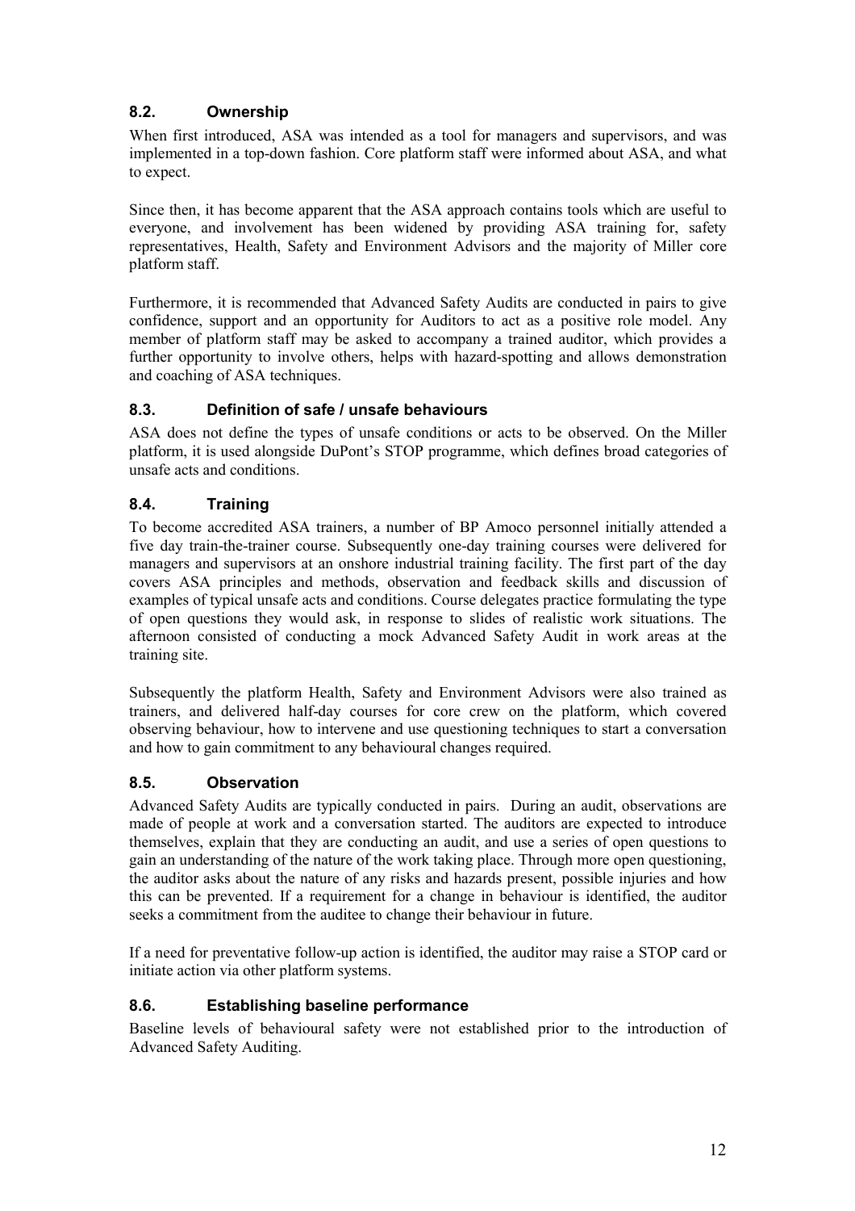### 8.2. Ownership

When first introduced, ASA was intended as a tool for managers and supervisors, and was implemented in a top-down fashion. Core platform staff were informed about ASA, and what to expect.

Since then, it has become apparent that the ASA approach contains tools which are useful to everyone, and involvement has been widened by providing ASA training for, safety representatives, Health, Safety and Environment Advisors and the majority of Miller core platform staff.

Furthermore, it is recommended that Advanced Safety Audits are conducted in pairs to give confidence, support and an opportunity for Auditors to act as a positive role model. Any member of platform staff may be asked to accompany a trained auditor, which provides a further opportunity to involve others, helps with hazard-spotting and allows demonstration and coaching of ASA techniques.

### 8.3. Definition of safe / unsafe behaviours

ASA does not define the types of unsafe conditions or acts to be observed. On the Miller platform, it is used alongside DuPont's STOP programme, which defines broad categories of unsafe acts and conditions.

### 8.4. Training

To become accredited ASA trainers, a number of BP Amoco personnel initially attended a five day train-the-trainer course. Subsequently one-day training courses were delivered for managers and supervisors at an onshore industrial training facility. The first part of the day covers ASA principles and methods, observation and feedback skills and discussion of examples of typical unsafe acts and conditions. Course delegates practice formulating the type of open questions they would ask, in response to slides of realistic work situations. The afternoon consisted of conducting a mock Advanced Safety Audit in work areas at the training site.

Subsequently the platform Health, Safety and Environment Advisors were also trained as trainers, and delivered half-day courses for core crew on the platform, which covered observing behaviour, how to intervene and use questioning techniques to start a conversation and how to gain commitment to any behavioural changes required.

### 8.5. Observation

Advanced Safety Audits are typically conducted in pairs. During an audit, observations are made of people at work and a conversation started. The auditors are expected to introduce themselves, explain that they are conducting an audit, and use a series of open questions to gain an understanding of the nature of the work taking place. Through more open questioning, the auditor asks about the nature of any risks and hazards present, possible injuries and how this can be prevented. If a requirement for a change in behaviour is identified, the auditor seeks a commitment from the auditee to change their behaviour in future.

If a need for preventative follow-up action is identified, the auditor may raise a STOP card or initiate action via other platform systems.

### 8.6. Establishing baseline performance

Baseline levels of behavioural safety were not established prior to the introduction of Advanced Safety Auditing.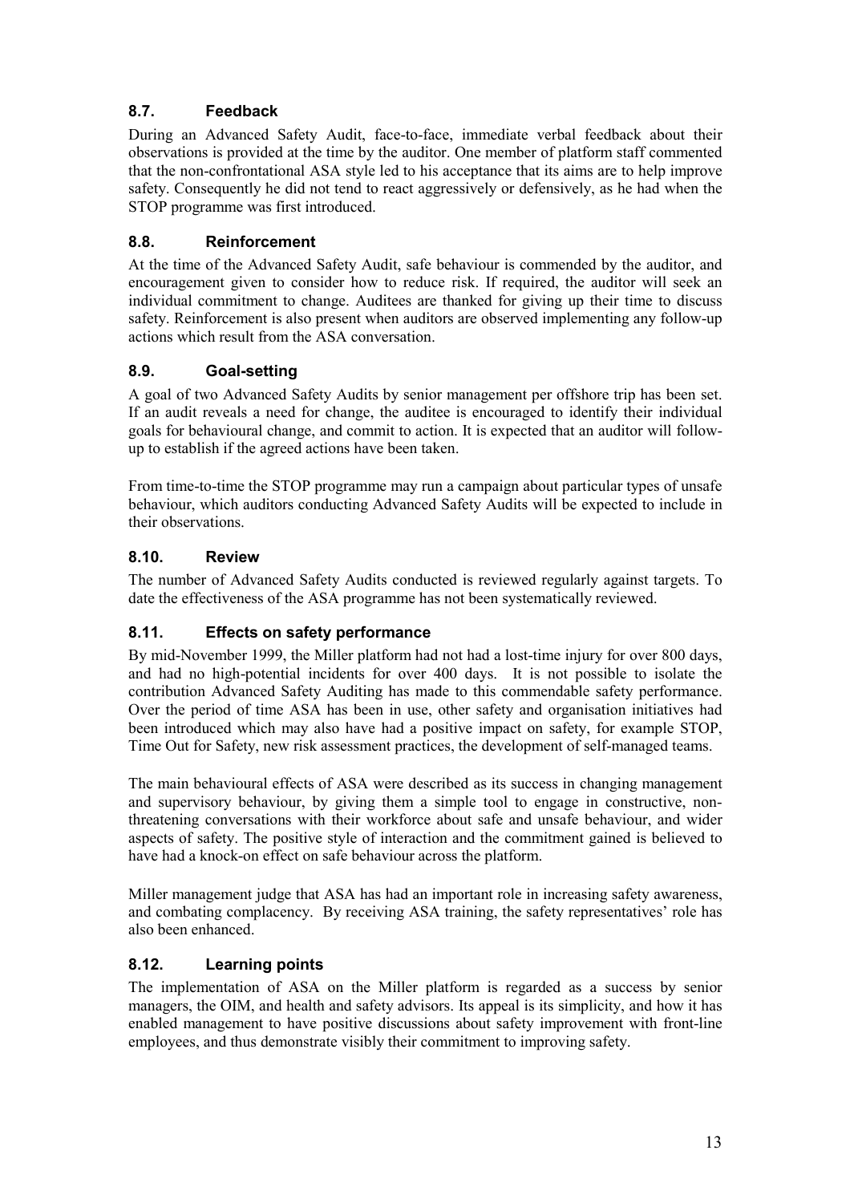## 8.7. Feedback

During an Advanced Safety Audit, face-to-face, immediate verbal feedback about their observations is provided at the time by the auditor. One member of platform staff commented that the non-confrontational ASA style led to his acceptance that its aims are to help improve safety. Consequently he did not tend to react aggressively or defensively, as he had when the STOP programme was first introduced.

## 8.8. Reinforcement

At the time of the Advanced Safety Audit, safe behaviour is commended by the auditor, and encouragement given to consider how to reduce risk. If required, the auditor will seek an individual commitment to change. Auditees are thanked for giving up their time to discuss safety. Reinforcement is also present when auditors are observed implementing any follow-up actions which result from the ASA conversation.

## 8.9. Goal-setting

A goal of two Advanced Safety Audits by senior management per offshore trip has been set. If an audit reveals a need for change, the auditee is encouraged to identify their individual goals for behavioural change, and commit to action. It is expected that an auditor will follow-up to establish if the agreed actions have been taken.

From time-to-time the STOP programme may run a campaign about particular types of unsafe behaviour, which auditors conducting Advanced Safety Audits will be expected to include in their observations.

## 8.10. Review

The number of Advanced Safety Audits conducted is reviewed regularly against targets. To date the effectiveness of the ASA programme has not been systematically reviewed.

## 8.11. Effects on safety performance

By mid-November 1999, the Miller platform had not had a lost-time injury for over 800 days, and had no high-potential incidents for over 400 days. It is not possible to isolate the contribution Advanced Safety Auditing has made to this commendable safety performance. Over the period of time ASA has been in use, other safety and organisation initiatives had been introduced which may also have had a positive impact on safety, for example STOP, Time Out for Safety, new risk assessment practices, the development of self-managed teams.

The main behavioural effects of ASA were described as its success in changing management and supervisory behaviour, by giving them a simple tool to engage in constructive, non-threatening conversations with their workforce about safe and unsafe behaviour, and wider aspects of safety. The positive style of interaction and the commitment gained is believed to have had a knock-on effect on safe behaviour across the platform.

Miller management judge that ASA has had an important role in increasing safety awareness, and combating complacency. By receiving ASA training, the safety representatives' role has also been enhanced.

## 8.12. Learning points

The implementation of ASA on the Miller platform is regarded as a success by senior managers, the OIM, and health and safety advisors. Its appeal is its simplicity, and how it has enabled management to have positive discussions about safety improvement with front-line employees, and thus demonstrate visibly their commitment to improving safety.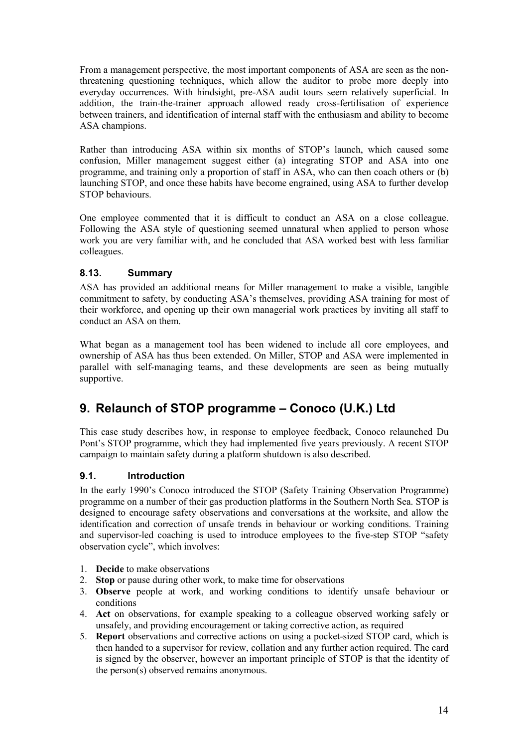From a management perspective, the most important components of ASA are seen as the non-threatening questioning techniques, which allow the auditor to probe more deeply into everyday occurrences. With hindsight, pre-ASA audit tours seem relatively superficial. In addition, the train-the-trainer approach allowed ready cross-fertilisation of experience between trainers, and identification of internal staff with the enthusiasm and ability to become ASA champions.

Rather than introducing ASA within six months of STOP's launch, which caused some confusion, Miller management suggest either (a) integrating STOP and ASA into one programme, and training only a proportion of staff in ASA, who can then coach others or (b) launching STOP, and once these habits have become engrained, using ASA to further develop STOP behaviours.

One employee commented that it is difficult to conduct an ASA on a close colleague. Following the ASA style of questioning seemed unnatural when applied to person whose work you are very familiar with, and he concluded that ASA worked best with less familiar colleagues.

### 8.13. Summary

ASA has provided an additional means for Miller management to make a visible, tangible commitment to safety, by conducting ASA's themselves, providing ASA training for most of their workforce, and opening up their own managerial work practices by inviting all staff to conduct an ASA on them.

What began as a management tool has been widened to include all core employees, and ownership of ASA has thus been extended. On Miller, STOP and ASA were implemented in parallel with self-managing teams, and these developments are seen as being mutually supportive.

## 9. Relaunch of STOP programme – Conoco (U.K.) Ltd

This case study describes how, in response to employee feedback, Conoco relaunched Du Pont's STOP programme, which they had implemented five years previously. A recent STOP campaign to maintain safety during a platform shutdown is also described.

### 9.1. Introduction

In the early 1990's Conoco introduced the STOP (Safety Training Observation Programme) programme on a number of their gas production platforms in the Southern North Sea. STOP is designed to encourage safety observations and conversations at the worksite, and allow the identification and correction of unsafe trends in behaviour or working conditions. Training and supervisor-led coaching is used to introduce employees to the five-step STOP "safety observation cycle", which involves:

1. **Decide** to make observations
2. **Stop** or pause during other work, to make time for observations
3. **Observe** people at work, and working conditions to identify unsafe behaviour or conditions
4. **Act** on observations, for example speaking to a colleague observed working safely or unsafely, and providing encouragement or taking corrective action, as required
5. **Report** observations and corrective actions on using a pocket-sized STOP card, which is then handed to a supervisor for review, collation and any further action required. The card is signed by the observer, however an important principle of STOP is that the identity of the person(s) observed remains anonymous.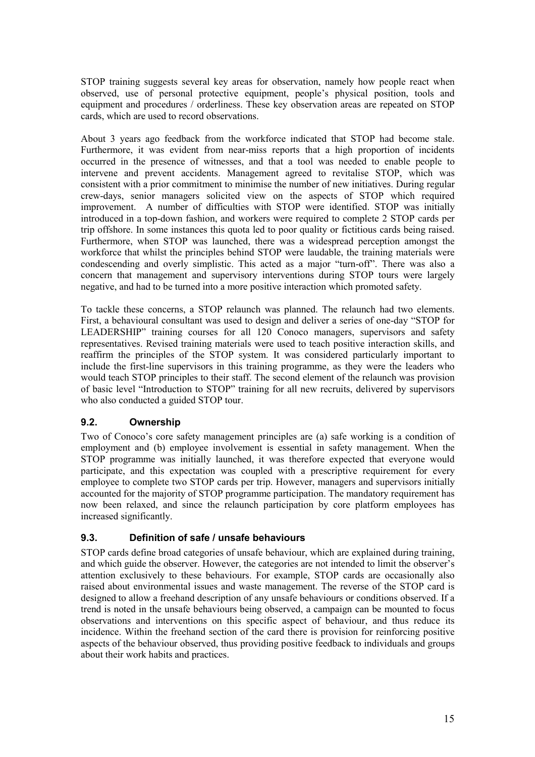STOP training suggests several key areas for observation, namely how people react when observed, use of personal protective equipment, people's physical position, tools and equipment and procedures / orderliness. These key observation areas are repeated on STOP cards, which are used to record observations.

About 3 years ago feedback from the workforce indicated that STOP had become stale. Furthermore, it was evident from near-miss reports that a high proportion of incidents occurred in the presence of witnesses, and that a tool was needed to enable people to intervene and prevent accidents. Management agreed to revitalise STOP, which was consistent with a prior commitment to minimise the number of new initiatives. During regular crew-days, senior managers solicited view on the aspects of STOP which required improvement. A number of difficulties with STOP were identified. STOP was initially introduced in a top-down fashion, and workers were required to complete 2 STOP cards per trip offshore. In some instances this quota led to poor quality or fictitious cards being raised. Furthermore, when STOP was launched, there was a widespread perception amongst the workforce that whilst the principles behind STOP were laudable, the training materials were condescending and overly simplistic. This acted as a major "turn-off". There was also a concern that management and supervisory interventions during STOP tours were largely negative, and had to be turned into a more positive interaction which promoted safety.

To tackle these concerns, a STOP relaunch was planned. The relaunch had two elements. First, a behavioural consultant was used to design and deliver a series of one-day "STOP for LEADERSHIP" training courses for all 120 Conoco managers, supervisors and safety representatives. Revised training materials were used to teach positive interaction skills, and reaffirm the principles of the STOP system. It was considered particularly important to include the first-line supervisors in this training programme, as they were the leaders who would teach STOP principles to their staff. The second element of the relaunch was provision of basic level "Introduction to STOP" training for all new recruits, delivered by supervisors who also conducted a guided STOP tour.

### 9.2. Ownership

Two of Conoco's core safety management principles are (a) safe working is a condition of employment and (b) employee involvement is essential in safety management. When the STOP programme was initially launched, it was therefore expected that everyone would participate, and this expectation was coupled with a prescriptive requirement for every employee to complete two STOP cards per trip. However, managers and supervisors initially accounted for the majority of STOP programme participation. The mandatory requirement has now been relaxed, and since the relaunch participation by core platform employees has increased significantly.

### 9.3. Definition of safe / unsafe behaviours

STOP cards define broad categories of unsafe behaviour, which are explained during training, and which guide the observer. However, the categories are not intended to limit the observer's attention exclusively to these behaviours. For example, STOP cards are occasionally also raised about environmental issues and waste management. The reverse of the STOP card is designed to allow a freehand description of any unsafe behaviours or conditions observed. If a trend is noted in the unsafe behaviours being observed, a campaign can be mounted to focus observations and interventions on this specific aspect of behaviour, and thus reduce its incidence. Within the freehand section of the card there is provision for reinforcing positive aspects of the behaviour observed, thus providing positive feedback to individuals and groups about their work habits and practices.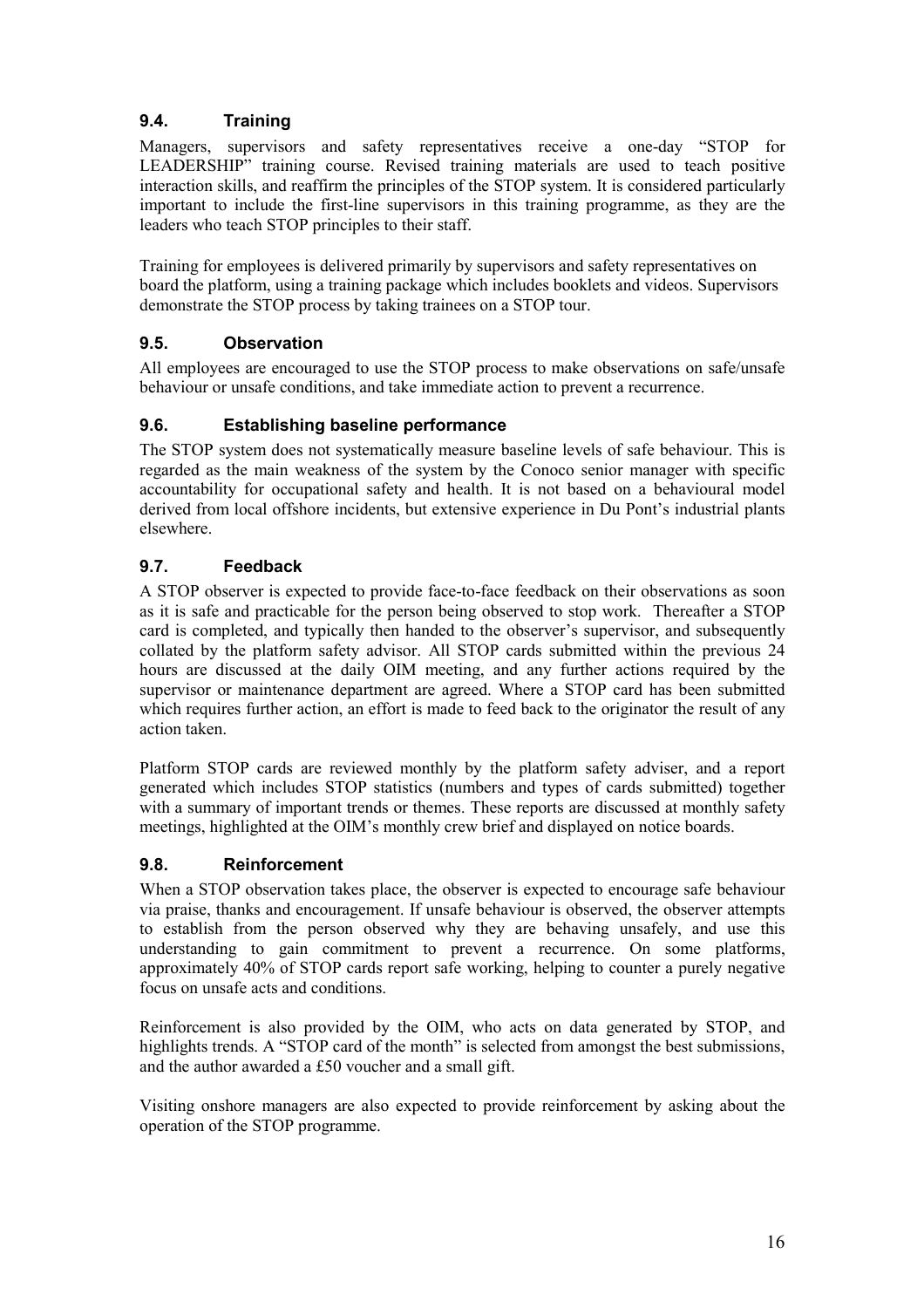### 9.4. Training

Managers, supervisors and safety representatives receive a one-day "STOP for LEADERSHIP" training course. Revised training materials are used to teach positive interaction skills, and reaffirm the principles of the STOP system. It is considered particularly important to include the first-line supervisors in this training programme, as they are the leaders who teach STOP principles to their staff.

Training for employees is delivered primarily by supervisors and safety representatives on board the platform, using a training package which includes booklets and videos. Supervisors demonstrate the STOP process by taking trainees on a STOP tour.

### 9.5. Observation

All employees are encouraged to use the STOP process to make observations on safe/unsafe behaviour or unsafe conditions, and take immediate action to prevent a recurrence.

### 9.6. Establishing baseline performance

The STOP system does not systematically measure baseline levels of safe behaviour. This is regarded as the main weakness of the system by the Conoco senior manager with specific accountability for occupational safety and health. It is not based on a behavioural model derived from local offshore incidents, but extensive experience in Du Pont's industrial plants elsewhere.

### 9.7. Feedback

A STOP observer is expected to provide face-to-face feedback on their observations as soon as it is safe and practicable for the person being observed to stop work. Thereafter a STOP card is completed, and typically then handed to the observer's supervisor, and subsequently collated by the platform safety advisor. All STOP cards submitted within the previous 24 hours are discussed at the daily OIM meeting, and any further actions required by the supervisor or maintenance department are agreed. Where a STOP card has been submitted which requires further action, an effort is made to feed back to the originator the result of any action taken.

Platform STOP cards are reviewed monthly by the platform safety adviser, and a report generated which includes STOP statistics (numbers and types of cards submitted) together with a summary of important trends or themes. These reports are discussed at monthly safety meetings, highlighted at the OIM's monthly crew brief and displayed on notice boards.

### 9.8. Reinforcement

When a STOP observation takes place, the observer is expected to encourage safe behaviour via praise, thanks and encouragement. If unsafe behaviour is observed, the observer attempts to establish from the person observed why they are behaving unsafely, and use this understanding to gain commitment to prevent a recurrence. On some platforms, approximately 40% of STOP cards report safe working, helping to counter a purely negative focus on unsafe acts and conditions.

Reinforcement is also provided by the OIM, who acts on data generated by STOP, and highlights trends. A "STOP card of the month" is selected from amongst the best submissions, and the author awarded a £50 voucher and a small gift.

Visiting onshore managers are also expected to provide reinforcement by asking about the operation of the STOP programme.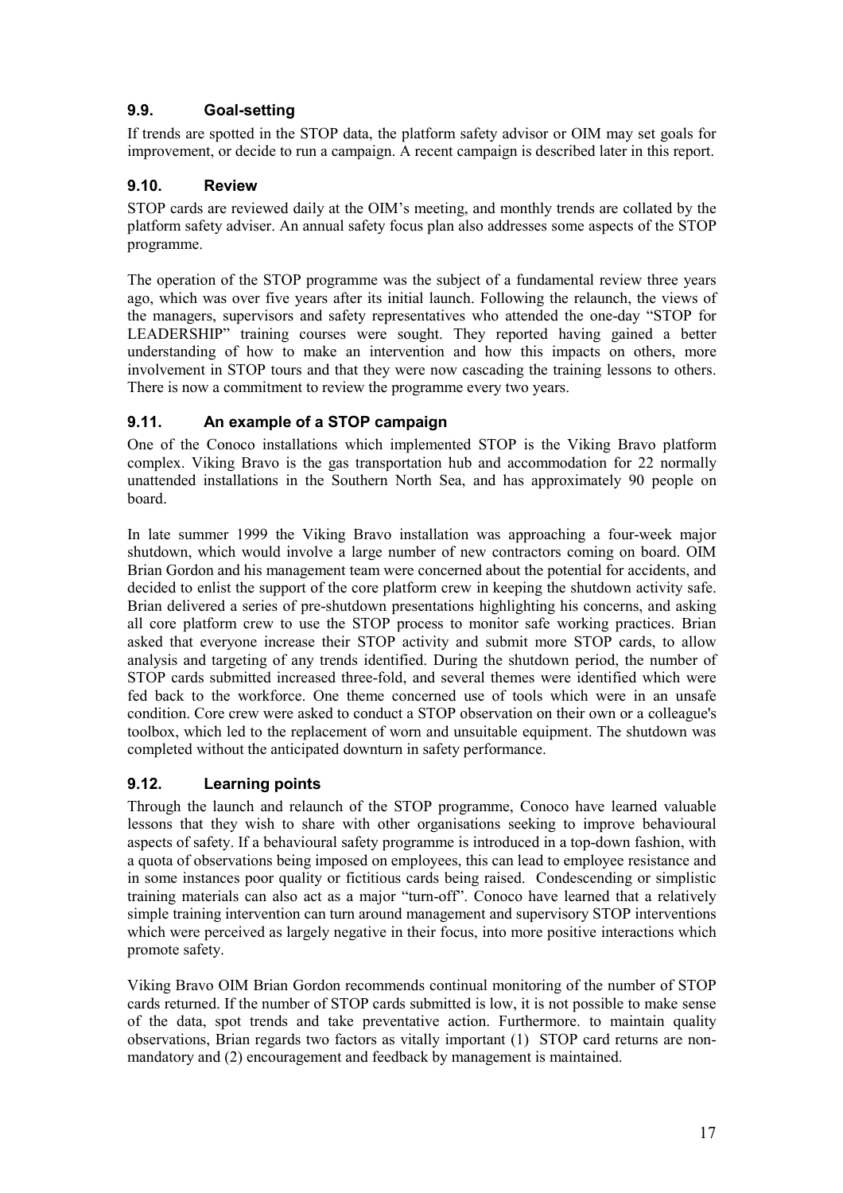### 9.9. Goal-setting

If trends are spotted in the STOP data, the platform safety advisor or OIM may set goals for improvement, or decide to run a campaign. A recent campaign is described later in this report.

### 9.10. Review

STOP cards are reviewed daily at the OIM's meeting, and monthly trends are collated by the platform safety adviser. An annual safety focus plan also addresses some aspects of the STOP programme.

The operation of the STOP programme was the subject of a fundamental review three years ago, which was over five years after its initial launch. Following the relaunch, the views of the managers, supervisors and safety representatives who attended the one-day "STOP for LEADERSHIP" training courses were sought. They reported having gained a better understanding of how to make an intervention and how this impacts on others, more involvement in STOP tours and that they were now cascading the training lessons to others. There is now a commitment to review the programme every two years.

### 9.11. An example of a STOP campaign

One of the Conoco installations which implemented STOP is the Viking Bravo platform complex. Viking Bravo is the gas transportation hub and accommodation for 22 normally unattended installations in the Southern North Sea, and has approximately 90 people on board.

In late summer 1999 the Viking Bravo installation was approaching a four-week major shutdown, which would involve a large number of new contractors coming on board. OIM Brian Gordon and his management team were concerned about the potential for accidents, and decided to enlist the support of the core platform crew in keeping the shutdown activity safe. Brian delivered a series of pre-shutdown presentations highlighting his concerns, and asking all core platform crew to use the STOP process to monitor safe working practices. Brian asked that everyone increase their STOP activity and submit more STOP cards, to allow analysis and targeting of any trends identified. During the shutdown period, the number of STOP cards submitted increased three-fold, and several themes were identified which were fed back to the workforce. One theme concerned use of tools which were in an unsafe condition. Core crew were asked to conduct a STOP observation on their own or a colleague's toolbox, which led to the replacement of worn and unsuitable equipment. The shutdown was completed without the anticipated downturn in safety performance.

### 9.12. Learning points

Through the launch and relaunch of the STOP programme, Conoco have learned valuable lessons that they wish to share with other organisations seeking to improve behavioural aspects of safety. If a behavioural safety programme is introduced in a top-down fashion, with a quota of observations being imposed on employees, this can lead to employee resistance and in some instances poor quality or fictitious cards being raised. Condescending or simplistic training materials can also act as a major "turn-off". Conoco have learned that a relatively simple training intervention can turn around management and supervisory STOP interventions which were perceived as largely negative in their focus, into more positive interactions which promote safety.

Viking Bravo OIM Brian Gordon recommends continual monitoring of the number of STOP cards returned. If the number of STOP cards submitted is low, it is not possible to make sense of the data, spot trends and take preventative action. Furthermore. to maintain quality observations, Brian regards two factors as vitally important (1) STOP card returns are non-mandatory and (2) encouragement and feedback by management is maintained.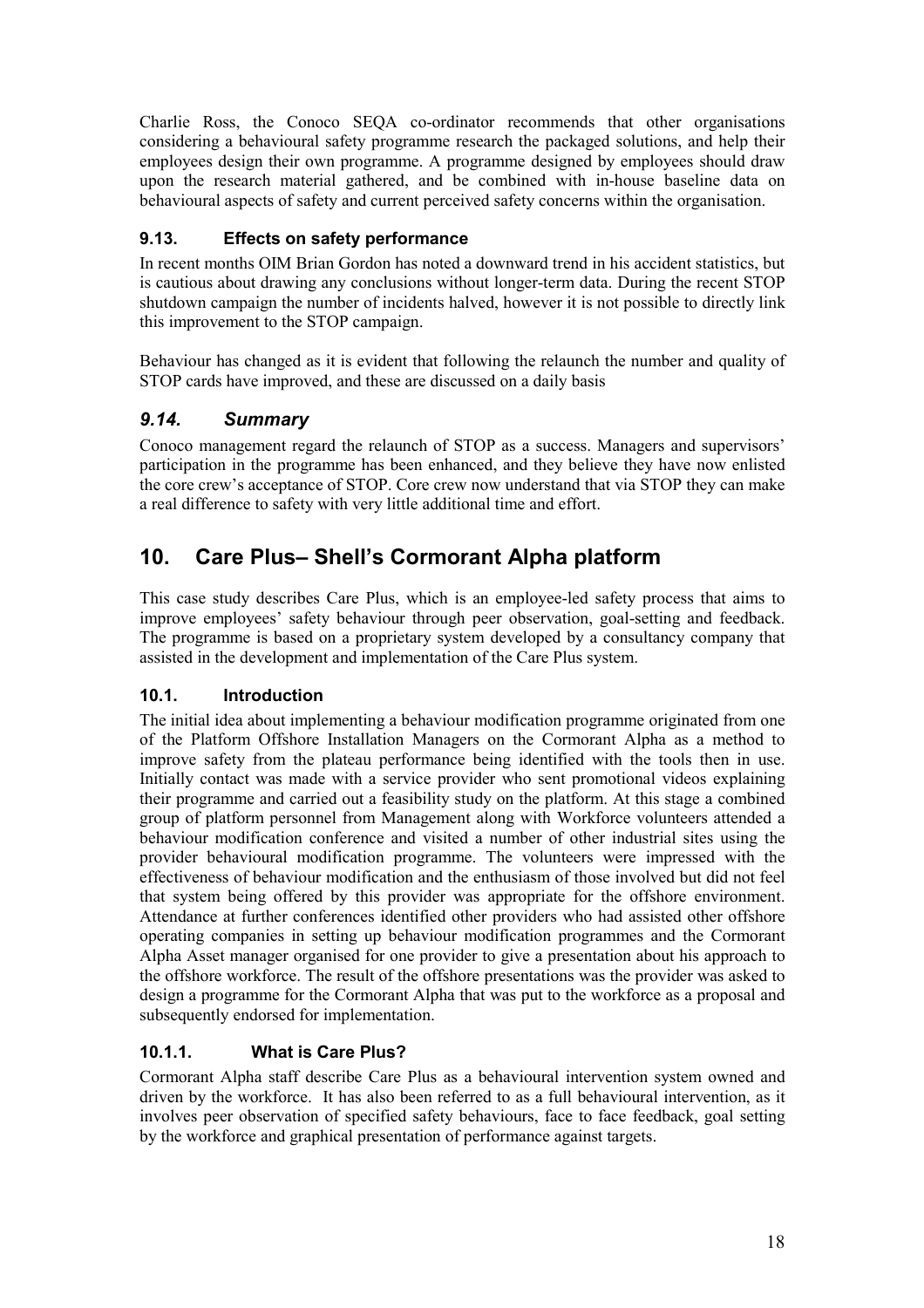Charlie Ross, the Conoco SEQA co-ordinator recommends that other organisations considering a behavioural safety programme research the packaged solutions, and help their employees design their own programme. A programme designed by employees should draw upon the research material gathered, and be combined with in-house baseline data on behavioural aspects of safety and current perceived safety concerns within the organisation.

### 9.13. Effects on safety performance

In recent months OIM Brian Gordon has noted a downward trend in his accident statistics, but is cautious about drawing any conclusions without longer-term data. During the recent STOP shutdown campaign the number of incidents halved, however it is not possible to directly link this improvement to the STOP campaign.

Behaviour has changed as it is evident that following the relaunch the number and quality of STOP cards have improved, and these are discussed on a daily basis

### *9.14. Summary*

Conoco management regard the relaunch of STOP as a success. Managers and supervisors' participation in the programme has been enhanced, and they believe they have now enlisted the core crew's acceptance of STOP. Core crew now understand that via STOP they can make a real difference to safety with very little additional time and effort.

## 10. Care Plus– Shell's Cormorant Alpha platform

This case study describes Care Plus, which is an employee-led safety process that aims to improve employees' safety behaviour through peer observation, goal-setting and feedback. The programme is based on a proprietary system developed by a consultancy company that assisted in the development and implementation of the Care Plus system.

### 10.1. Introduction

The initial idea about implementing a behaviour modification programme originated from one of the Platform Offshore Installation Managers on the Cormorant Alpha as a method to improve safety from the plateau performance being identified with the tools then in use. Initially contact was made with a service provider who sent promotional videos explaining their programme and carried out a feasibility study on the platform. At this stage a combined group of platform personnel from Management along with Workforce volunteers attended a behaviour modification conference and visited a number of other industrial sites using the provider behavioural modification programme. The volunteers were impressed with the effectiveness of behaviour modification and the enthusiasm of those involved but did not feel that system being offered by this provider was appropriate for the offshore environment. Attendance at further conferences identified other providers who had assisted other offshore operating companies in setting up behaviour modification programmes and the Cormorant Alpha Asset manager organised for one provider to give a presentation about his approach to the offshore workforce. The result of the offshore presentations was the provider was asked to design a programme for the Cormorant Alpha that was put to the workforce as a proposal and subsequently endorsed for implementation.

#### 10.1.1. What is Care Plus?

Cormorant Alpha staff describe Care Plus as a behavioural intervention system owned and driven by the workforce. It has also been referred to as a full behavioural intervention, as it involves peer observation of specified safety behaviours, face to face feedback, goal setting by the workforce and graphical presentation of performance against targets.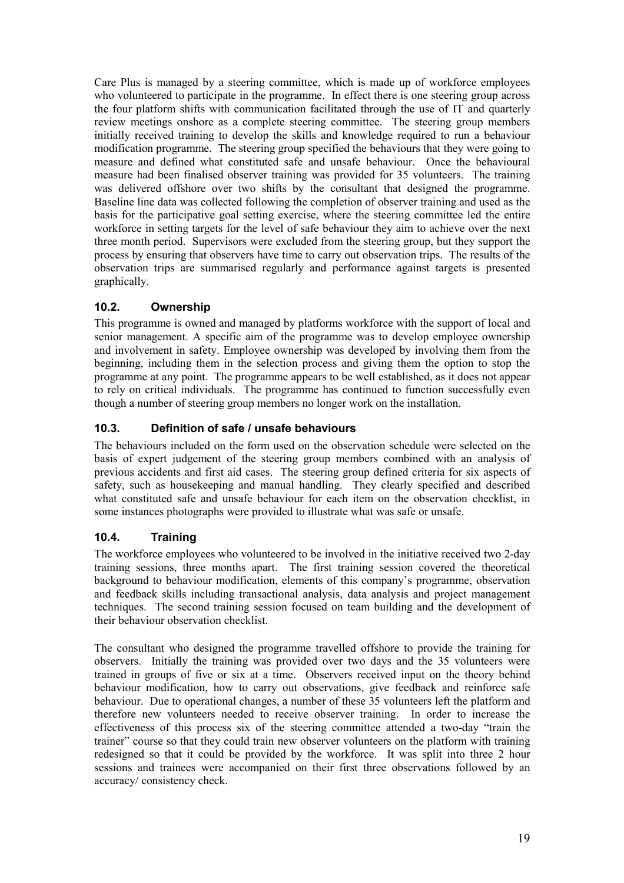Care Plus is managed by a steering committee, which is made up of workforce employees who volunteered to participate in the programme. In effect there is one steering group across the four platform shifts with communication facilitated through the use of IT and quarterly review meetings onshore as a complete steering committee. The steering group members initially received training to develop the skills and knowledge required to run a behaviour modification programme. The steering group specified the behaviours that they were going to measure and defined what constituted safe and unsafe behaviour. Once the behavioural measure had been finalised observer training was provided for 35 volunteers. The training was delivered offshore over two shifts by the consultant that designed the programme. Baseline line data was collected following the completion of observer training and used as the basis for the participative goal setting exercise, where the steering committee led the entire workforce in setting targets for the level of safe behaviour they aim to achieve over the next three month period. Supervisors were excluded from the steering group, but they support the process by ensuring that observers have time to carry out observation trips. The results of the observation trips are summarised regularly and performance against targets is presented graphically.

### 10.2. Ownership

This programme is owned and managed by platforms workforce with the support of local and senior management. A specific aim of the programme was to develop employee ownership and involvement in safety. Employee ownership was developed by involving them from the beginning, including them in the selection process and giving them the option to stop the programme at any point. The programme appears to be well established, as it does not appear to rely on critical individuals. The programme has continued to function successfully even though a number of steering group members no longer work on the installation.

### 10.3. Definition of safe / unsafe behaviours

The behaviours included on the form used on the observation schedule were selected on the basis of expert judgement of the steering group members combined with an analysis of previous accidents and first aid cases. The steering group defined criteria for six aspects of safety, such as housekeeping and manual handling. They clearly specified and described what constituted safe and unsafe behaviour for each item on the observation checklist, in some instances photographs were provided to illustrate what was safe or unsafe.

### 10.4. Training

The workforce employees who volunteered to be involved in the initiative received two 2-day training sessions, three months apart. The first training session covered the theoretical background to behaviour modification, elements of this company's programme, observation and feedback skills including transactional analysis, data analysis and project management techniques. The second training session focused on team building and the development of their behaviour observation checklist.

The consultant who designed the programme travelled offshore to provide the training for observers. Initially the training was provided over two days and the 35 volunteers were trained in groups of five or six at a time. Observers received input on the theory behind behaviour modification, how to carry out observations, give feedback and reinforce safe behaviour. Due to operational changes, a number of these 35 volunteers left the platform and therefore new volunteers needed to receive observer training. In order to increase the effectiveness of this process six of the steering committee attended a two-day "train the trainer" course so that they could train new observer volunteers on the platform with training redesigned so that it could be provided by the workforce. It was split into three 2 hour sessions and trainees were accompanied on their first three observations followed by an accuracy/ consistency check.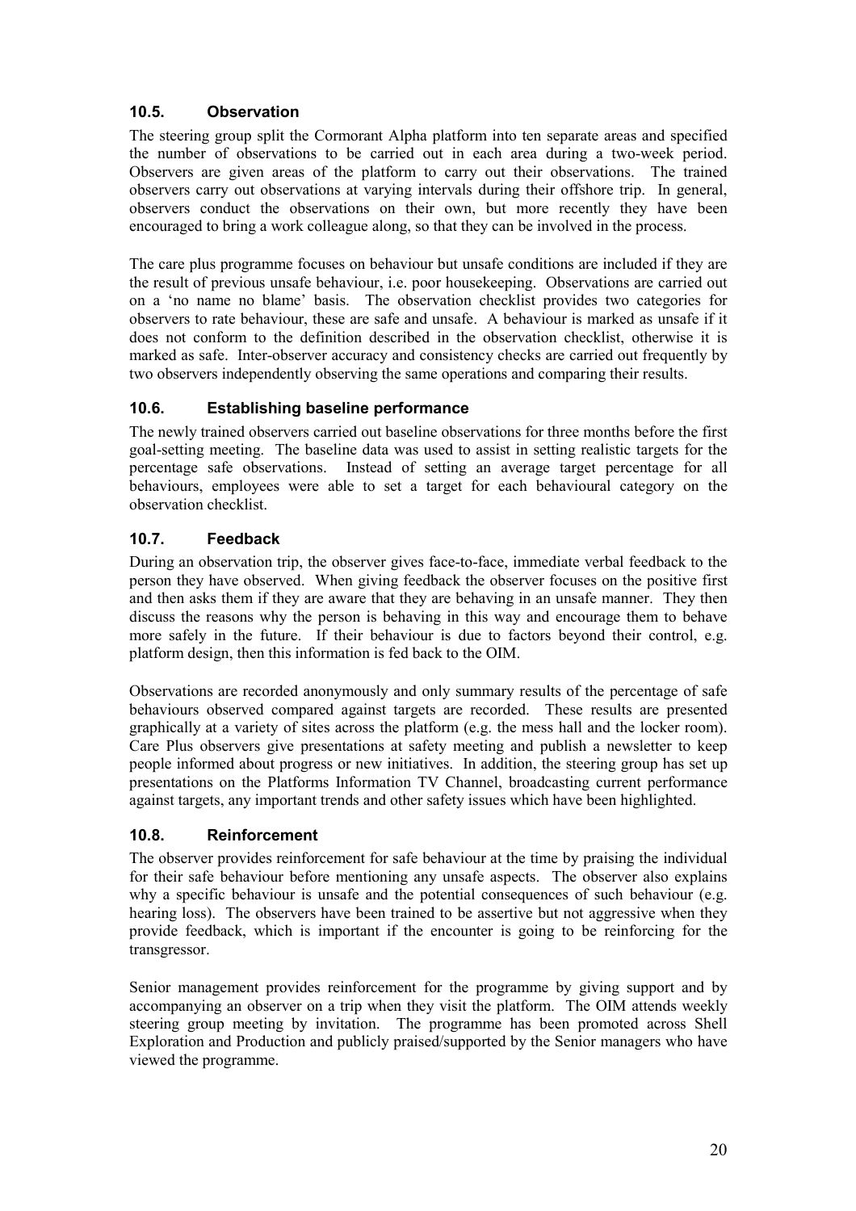### 10.5. Observation

The steering group split the Cormorant Alpha platform into ten separate areas and specified the number of observations to be carried out in each area during a two-week period. Observers are given areas of the platform to carry out their observations. The trained observers carry out observations at varying intervals during their offshore trip. In general, observers conduct the observations on their own, but more recently they have been encouraged to bring a work colleague along, so that they can be involved in the process.

The care plus programme focuses on behaviour but unsafe conditions are included if they are the result of previous unsafe behaviour, i.e. poor housekeeping. Observations are carried out on a 'no name no blame' basis. The observation checklist provides two categories for observers to rate behaviour, these are safe and unsafe. A behaviour is marked as unsafe if it does not conform to the definition described in the observation checklist, otherwise it is marked as safe. Inter-observer accuracy and consistency checks are carried out frequently by two observers independently observing the same operations and comparing their results.

### 10.6. Establishing baseline performance

The newly trained observers carried out baseline observations for three months before the first goal-setting meeting. The baseline data was used to assist in setting realistic targets for the percentage safe observations. Instead of setting an average target percentage for all behaviours, employees were able to set a target for each behavioural category on the observation checklist.

### 10.7. Feedback

During an observation trip, the observer gives face-to-face, immediate verbal feedback to the person they have observed. When giving feedback the observer focuses on the positive first and then asks them if they are aware that they are behaving in an unsafe manner. They then discuss the reasons why the person is behaving in this way and encourage them to behave more safely in the future. If their behaviour is due to factors beyond their control, e.g. platform design, then this information is fed back to the OIM.

Observations are recorded anonymously and only summary results of the percentage of safe behaviours observed compared against targets are recorded. These results are presented graphically at a variety of sites across the platform (e.g. the mess hall and the locker room). Care Plus observers give presentations at safety meeting and publish a newsletter to keep people informed about progress or new initiatives. In addition, the steering group has set up presentations on the Platforms Information TV Channel, broadcasting current performance against targets, any important trends and other safety issues which have been highlighted.

### 10.8. Reinforcement

The observer provides reinforcement for safe behaviour at the time by praising the individual for their safe behaviour before mentioning any unsafe aspects. The observer also explains why a specific behaviour is unsafe and the potential consequences of such behaviour (e.g. hearing loss). The observers have been trained to be assertive but not aggressive when they provide feedback, which is important if the encounter is going to be reinforcing for the transgressor.

Senior management provides reinforcement for the programme by giving support and by accompanying an observer on a trip when they visit the platform. The OIM attends weekly steering group meeting by invitation. The programme has been promoted across Shell Exploration and Production and publicly praised/supported by the Senior managers who have viewed the programme.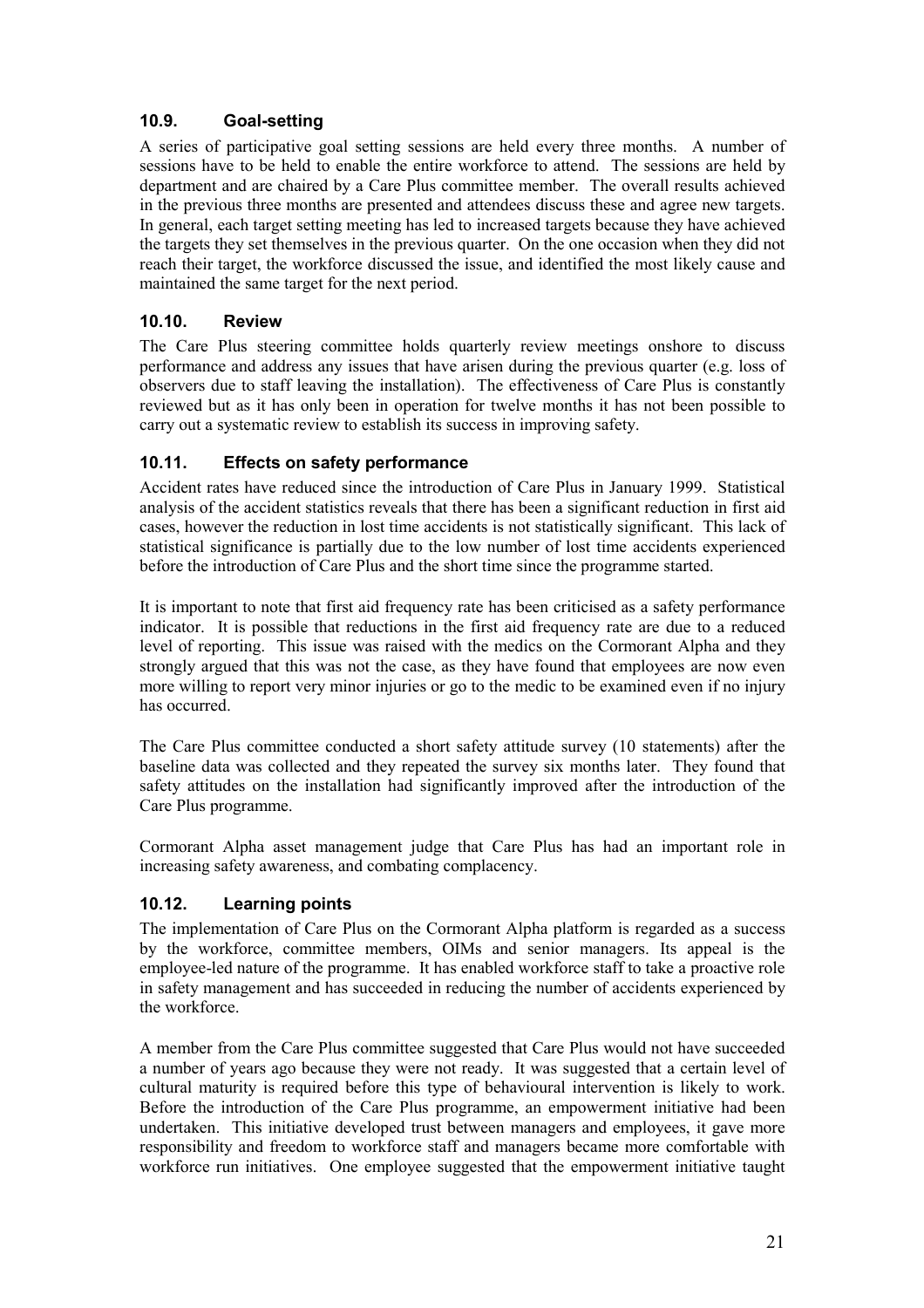### 10.9. Goal-setting

A series of participative goal setting sessions are held every three months. A number of sessions have to be held to enable the entire workforce to attend. The sessions are held by department and are chaired by a Care Plus committee member. The overall results achieved in the previous three months are presented and attendees discuss these and agree new targets. In general, each target setting meeting has led to increased targets because they have achieved the targets they set themselves in the previous quarter. On the one occasion when they did not reach their target, the workforce discussed the issue, and identified the most likely cause and maintained the same target for the next period.

### 10.10. Review

The Care Plus steering committee holds quarterly review meetings onshore to discuss performance and address any issues that have arisen during the previous quarter (e.g. loss of observers due to staff leaving the installation). The effectiveness of Care Plus is constantly reviewed but as it has only been in operation for twelve months it has not been possible to carry out a systematic review to establish its success in improving safety.

### 10.11. Effects on safety performance

Accident rates have reduced since the introduction of Care Plus in January 1999. Statistical analysis of the accident statistics reveals that there has been a significant reduction in first aid cases, however the reduction in lost time accidents is not statistically significant. This lack of statistical significance is partially due to the low number of lost time accidents experienced before the introduction of Care Plus and the short time since the programme started.

It is important to note that first aid frequency rate has been criticised as a safety performance indicator. It is possible that reductions in the first aid frequency rate are due to a reduced level of reporting. This issue was raised with the medics on the Cormorant Alpha and they strongly argued that this was not the case, as they have found that employees are now even more willing to report very minor injuries or go to the medic to be examined even if no injury has occurred.

The Care Plus committee conducted a short safety attitude survey (10 statements) after the baseline data was collected and they repeated the survey six months later. They found that safety attitudes on the installation had significantly improved after the introduction of the Care Plus programme.

Cormorant Alpha asset management judge that Care Plus has had an important role in increasing safety awareness, and combating complacency.

### 10.12. Learning points

The implementation of Care Plus on the Cormorant Alpha platform is regarded as a success by the workforce, committee members, OIMs and senior managers. Its appeal is the employee-led nature of the programme. It has enabled workforce staff to take a proactive role in safety management and has succeeded in reducing the number of accidents experienced by the workforce.

A member from the Care Plus committee suggested that Care Plus would not have succeeded a number of years ago because they were not ready. It was suggested that a certain level of cultural maturity is required before this type of behavioural intervention is likely to work. Before the introduction of the Care Plus programme, an empowerment initiative had been undertaken. This initiative developed trust between managers and employees, it gave more responsibility and freedom to workforce staff and managers became more comfortable with workforce run initiatives. One employee suggested that the empowerment initiative taught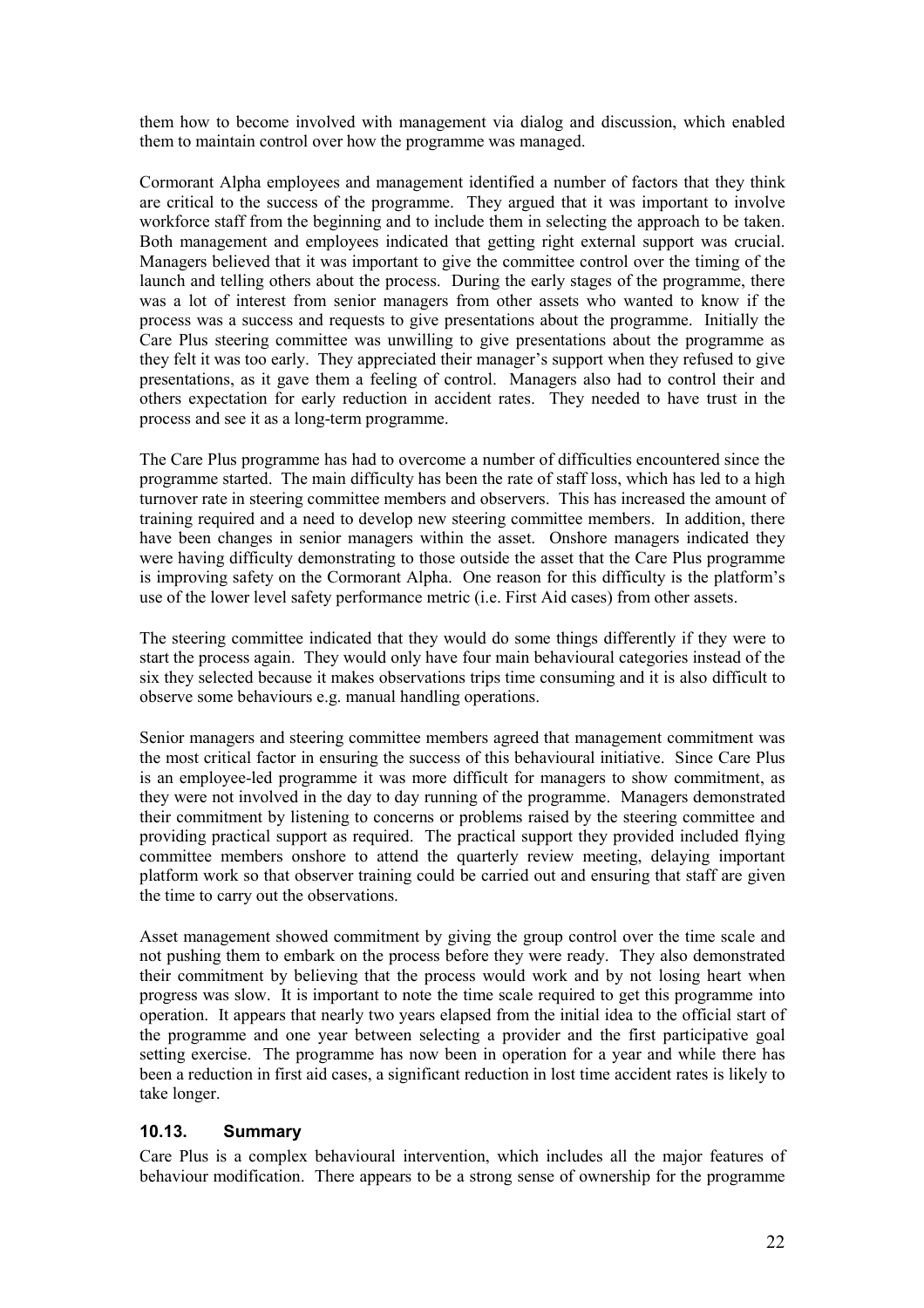them how to become involved with management via dialog and discussion, which enabled them to maintain control over how the programme was managed.

Cormorant Alpha employees and management identified a number of factors that they think are critical to the success of the programme. They argued that it was important to involve workforce staff from the beginning and to include them in selecting the approach to be taken. Both management and employees indicated that getting right external support was crucial. Managers believed that it was important to give the committee control over the timing of the launch and telling others about the process. During the early stages of the programme, there was a lot of interest from senior managers from other assets who wanted to know if the process was a success and requests to give presentations about the programme. Initially the Care Plus steering committee was unwilling to give presentations about the programme as they felt it was too early. They appreciated their manager's support when they refused to give presentations, as it gave them a feeling of control. Managers also had to control their and others expectation for early reduction in accident rates. They needed to have trust in the process and see it as a long-term programme.

The Care Plus programme has had to overcome a number of difficulties encountered since the programme started. The main difficulty has been the rate of staff loss, which has led to a high turnover rate in steering committee members and observers. This has increased the amount of training required and a need to develop new steering committee members. In addition, there have been changes in senior managers within the asset. Onshore managers indicated they were having difficulty demonstrating to those outside the asset that the Care Plus programme is improving safety on the Cormorant Alpha. One reason for this difficulty is the platform's use of the lower level safety performance metric (i.e. First Aid cases) from other assets.

The steering committee indicated that they would do some things differently if they were to start the process again. They would only have four main behavioural categories instead of the six they selected because it makes observations trips time consuming and it is also difficult to observe some behaviours e.g. manual handling operations.

Senior managers and steering committee members agreed that management commitment was the most critical factor in ensuring the success of this behavioural initiative. Since Care Plus is an employee-led programme it was more difficult for managers to show commitment, as they were not involved in the day to day running of the programme. Managers demonstrated their commitment by listening to concerns or problems raised by the steering committee and providing practical support as required. The practical support they provided included flying committee members onshore to attend the quarterly review meeting, delaying important platform work so that observer training could be carried out and ensuring that staff are given the time to carry out the observations.

Asset management showed commitment by giving the group control over the time scale and not pushing them to embark on the process before they were ready. They also demonstrated their commitment by believing that the process would work and by not losing heart when progress was slow. It is important to note the time scale required to get this programme into operation. It appears that nearly two years elapsed from the initial idea to the official start of the programme and one year between selecting a provider and the first participative goal setting exercise. The programme has now been in operation for a year and while there has been a reduction in first aid cases, a significant reduction in lost time accident rates is likely to take longer.

### 10.13. Summary

Care Plus is a complex behavioural intervention, which includes all the major features of behaviour modification. There appears to be a strong sense of ownership for the programme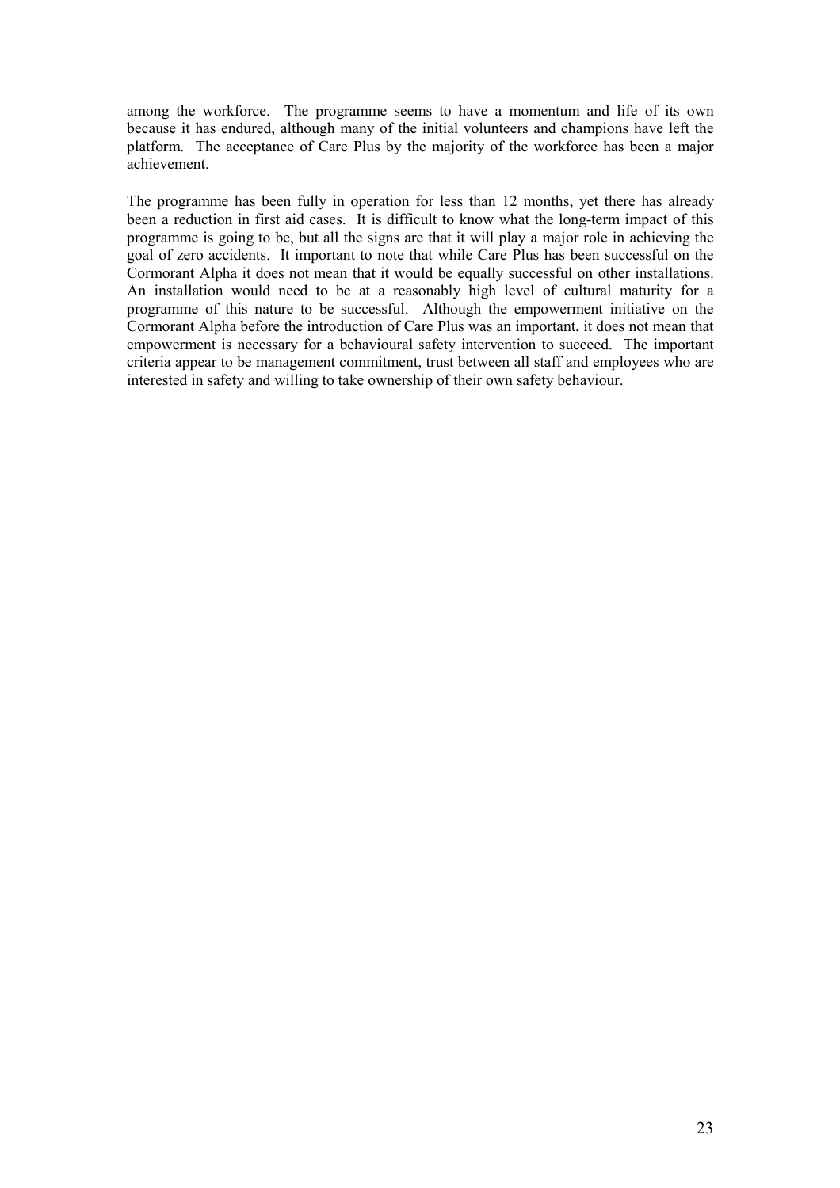among the workforce. The programme seems to have a momentum and life of its own because it has endured, although many of the initial volunteers and champions have left the platform. The acceptance of Care Plus by the majority of the workforce has been a major achievement.

The programme has been fully in operation for less than 12 months, yet there has already been a reduction in first aid cases. It is difficult to know what the long-term impact of this programme is going to be, but all the signs are that it will play a major role in achieving the goal of zero accidents. It important to note that while Care Plus has been successful on the Cormorant Alpha it does not mean that it would be equally successful on other installations. An installation would need to be at a reasonably high level of cultural maturity for a programme of this nature to be successful. Although the empowerment initiative on the Cormorant Alpha before the introduction of Care Plus was an important, it does not mean that empowerment is necessary for a behavioural safety intervention to succeed. The important criteria appear to be management commitment, trust between all staff and employees who are interested in safety and willing to take ownership of their own safety behaviour.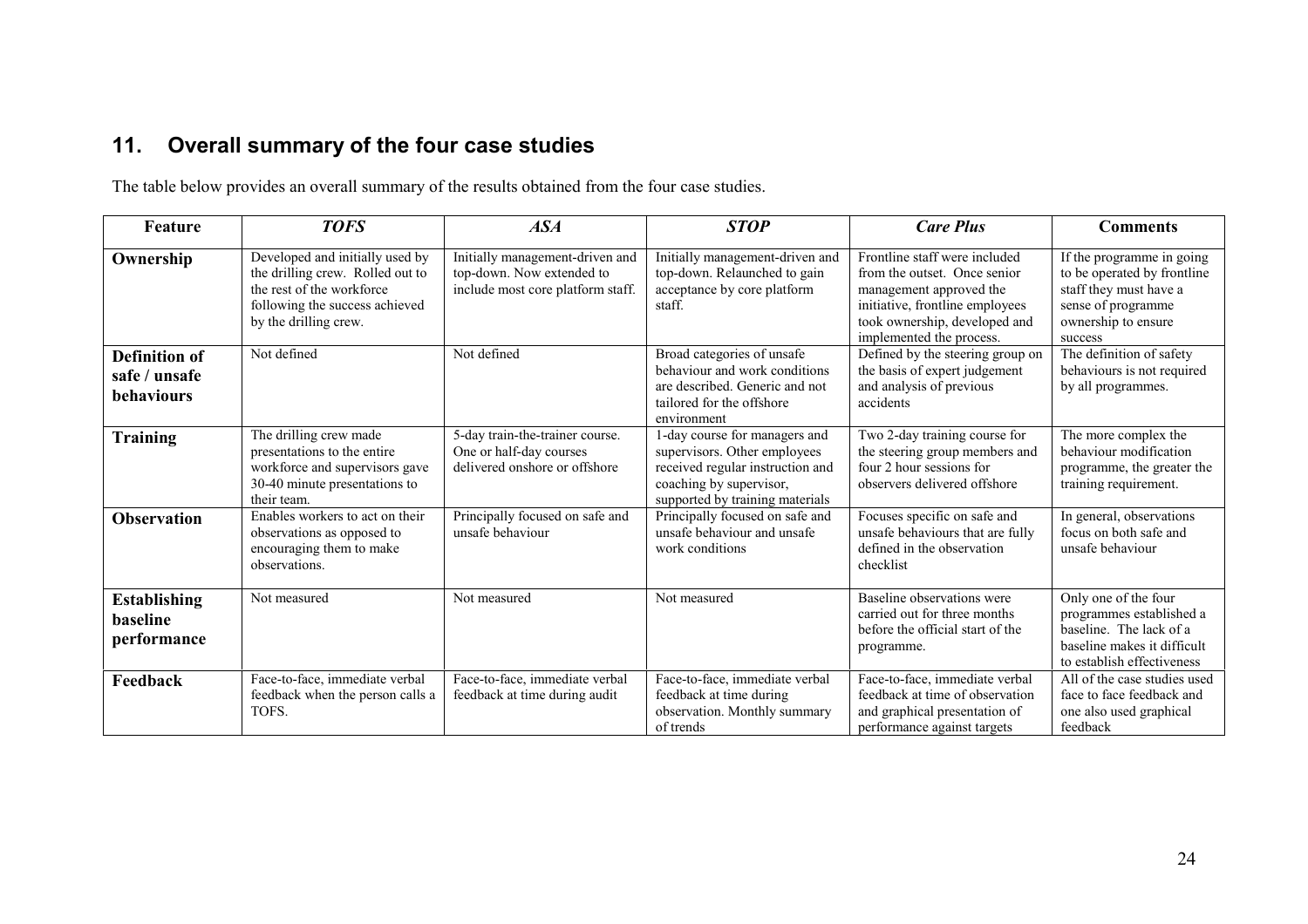## 11. Overall summary of the four case studies

The table below provides an overall summary of the results obtained from the four case studies.

| Feature | *TOFS* | *ASA* | *STOP* | *Care Plus* | Comments |
|---|---|---|---|---|---|
| **Ownership** | Developed and initially used by the drilling crew. Rolled out to the rest of the workforce following the success achieved by the drilling crew. | Initially management-driven and top-down. Now extended to include most core platform staff. | Initially management-driven and top-down. Relaunched to gain acceptance by core platform staff. | Frontline staff were included from the outset. Once senior management approved the initiative, frontline employees took ownership, developed and implemented the process. | If the programme in going to be operated by frontline staff they must have a sense of programme ownership to ensure success |
| **Definition of safe / unsafe behaviours** | Not defined | Not defined | Broad categories of unsafe behaviour and work conditions are described. Generic and not tailored for the offshore environment | Defined by the steering group on the basis of expert judgement and analysis of previous accidents | The definition of safety behaviours is not required by all programmes. |
| **Training** | The drilling crew made presentations to the entire workforce and supervisors gave 30-40 minute presentations to their team. | 5-day train-the-trainer course. One or half-day courses delivered onshore or offshore | 1-day course for managers and supervisors. Other employees received regular instruction and coaching by supervisor, supported by training materials | Two 2-day training course for the steering group members and four 2 hour sessions for observers delivered offshore | The more complex the behaviour modification programme, the greater the training requirement. |
| **Observation** | Enables workers to act on their observations as opposed to encouraging them to make observations. | Principally focused on safe and unsafe behaviour | Principally focused on safe and unsafe behaviour and unsafe work conditions | Focuses specific on safe and unsafe behaviours that are fully defined in the observation checklist | In general, observations focus on both safe and unsafe behaviour |
| **Establishing baseline performance** | Not measured | Not measured | Not measured | Baseline observations were carried out for three months before the official start of the programme. | Only one of the four programmes established a baseline. The lack of a baseline makes it difficult to establish effectiveness |
| **Feedback** | Face-to-face, immediate verbal feedback when the person calls a TOFS. | Face-to-face, immediate verbal feedback at time during audit | Face-to-face, immediate verbal feedback at time during observation. Monthly summary of trends | Face-to-face, immediate verbal feedback at time of observation and graphical presentation of performance against targets | All of the case studies used face to face feedback and one also used graphical feedback |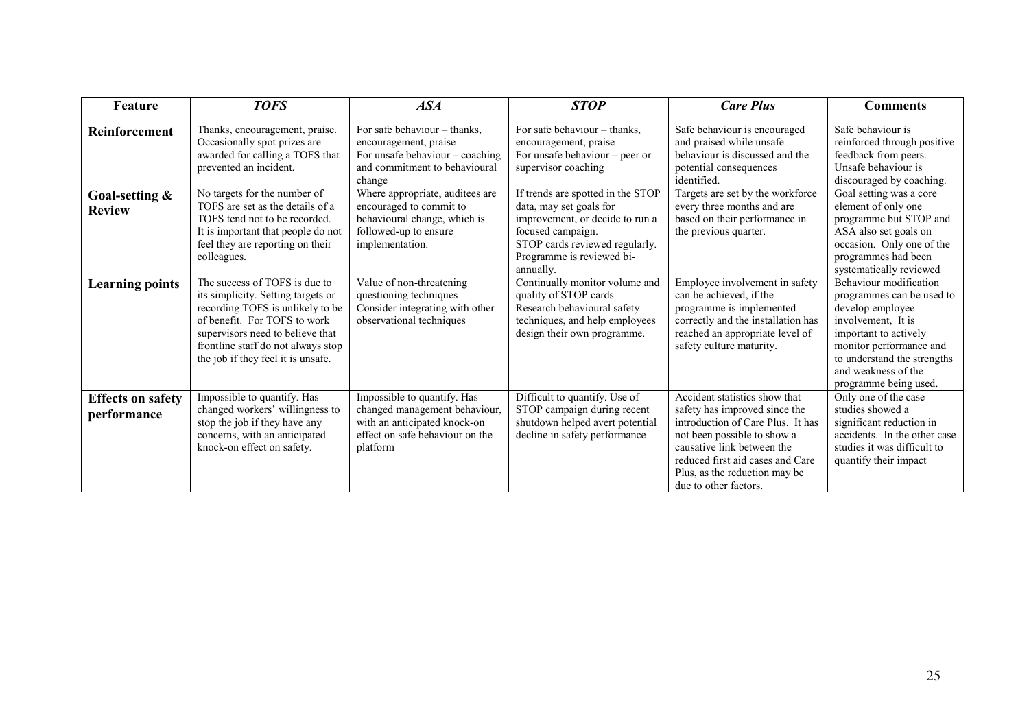| Feature | *TOFS* | *ASA* | *STOP* | *Care Plus* | Comments |
|---|---|---|---|---|---|
| **Reinforcement** | Thanks, encouragement, praise. Occasionally spot prizes are awarded for calling a TOFS that prevented an incident. | For safe behaviour – thanks, encouragement, praise For unsafe behaviour – coaching and commitment to behavioural change | For safe behaviour – thanks, encouragement, praise For unsafe behaviour – peer or supervisor coaching | Safe behaviour is encouraged and praised while unsafe behaviour is discussed and the potential consequences identified. | Safe behaviour is reinforced through positive feedback from peers. Unsafe behaviour is discouraged by coaching. |
| **Goal-setting & Review** | No targets for the number of TOFS are set as the details of a TOFS tend not to be recorded. It is important that people do not feel they are reporting on their colleagues. | Where appropriate, auditees are encouraged to commit to behavioural change, which is followed-up to ensure implementation. | If trends are spotted in the STOP data, may set goals for improvement, or decide to run a focused campaign. STOP cards reviewed regularly. Programme is reviewed bi-annually. | Targets are set by the workforce every three months and are based on their performance in the previous quarter. | Goal setting was a core element of only one programme but STOP and ASA also set goals on occasion. Only one of the programmes had been systematically reviewed |
| **Learning points** | The success of TOFS is due to its simplicity. Setting targets or recording TOFS is unlikely to be of benefit. For TOFS to work supervisors need to believe that frontline staff do not always stop the job if they feel it is unsafe. | Value of non-threatening questioning techniques Consider integrating with other observational techniques | Continually monitor volume and quality of STOP cards Research behavioural safety techniques, and help employees design their own programme. | Employee involvement in safety can be achieved, if the programme is implemented correctly and the installation has reached an appropriate level of safety culture maturity. | Behaviour modification programmes can be used to develop employee involvement, It is important to actively monitor performance and to understand the strengths and weakness of the programme being used. |
| **Effects on safety performance** | Impossible to quantify. Has changed workers' willingness to stop the job if they have any concerns, with an anticipated knock-on effect on safety. | Impossible to quantify. Has changed management behaviour, with an anticipated knock-on effect on safe behaviour on the platform | Difficult to quantify. Use of STOP campaign during recent shutdown helped avert potential decline in safety performance | Accident statistics show that safety has improved since the introduction of Care Plus. It has not been possible to show a causative link between the reduced first aid cases and Care Plus, as the reduction may be due to other factors. | Only one of the case studies showed a significant reduction in accidents. In the other case studies it was difficult to quantify their impact |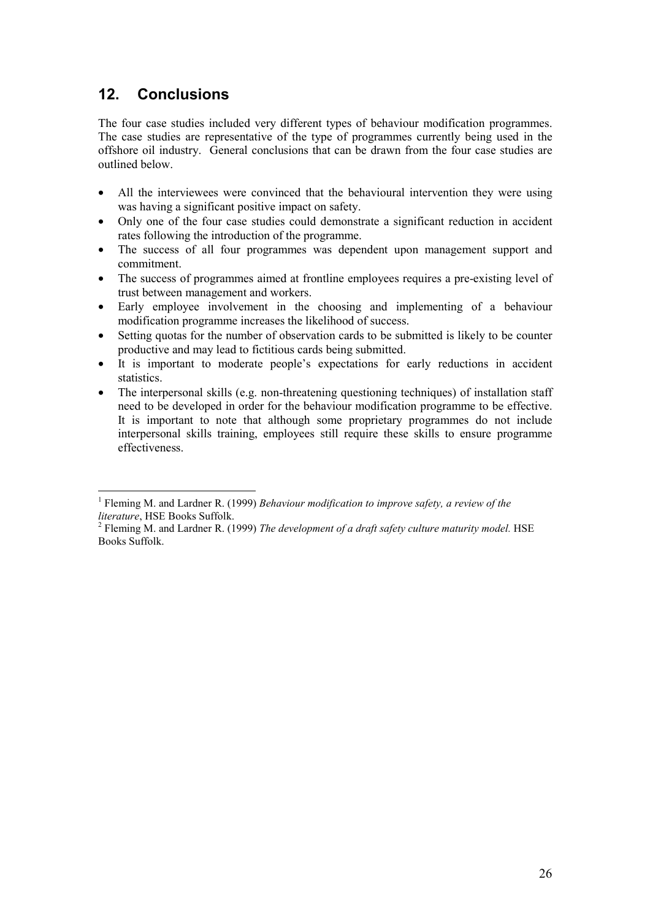## 12. Conclusions

The four case studies included very different types of behaviour modification programmes. The case studies are representative of the type of programmes currently being used in the offshore oil industry. General conclusions that can be drawn from the four case studies are outlined below.

- All the interviewees were convinced that the behavioural intervention they were using was having a significant positive impact on safety.
- Only one of the four case studies could demonstrate a significant reduction in accident rates following the introduction of the programme.
- The success of all four programmes was dependent upon management support and commitment.
- The success of programmes aimed at frontline employees requires a pre-existing level of trust between management and workers.
- Early employee involvement in the choosing and implementing of a behaviour modification programme increases the likelihood of success.
- Setting quotas for the number of observation cards to be submitted is likely to be counter productive and may lead to fictitious cards being submitted.
- It is important to moderate people's expectations for early reductions in accident statistics.
- The interpersonal skills (e.g. non-threatening questioning techniques) of installation staff need to be developed in order for the behaviour modification programme to be effective. It is important to note that although some proprietary programmes do not include interpersonal skills training, employees still require these skills to ensure programme effectiveness.

---

[1] Fleming M. and Lardner R. (1999) *Behaviour modification to improve safety, a review of the literature*, HSE Books Suffolk.

[2] Fleming M. and Lardner R. (1999) *The development of a draft safety culture maturity model.* HSE Books Suffolk.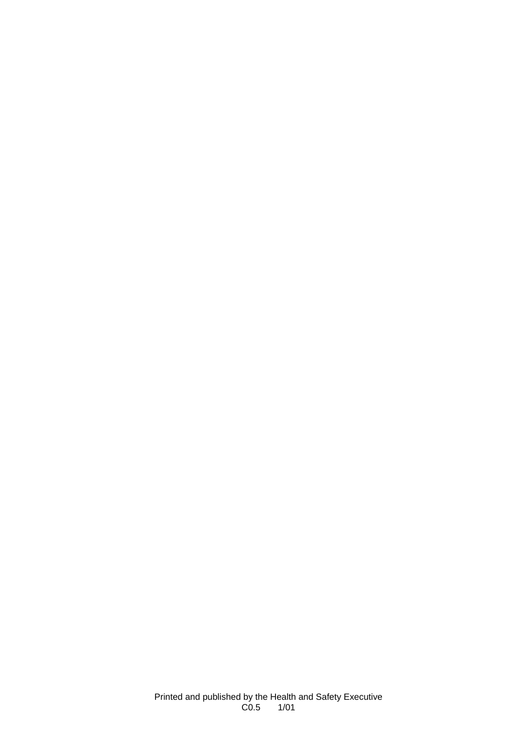Printed and published by the Health and Safety Executive
C0.5 1/01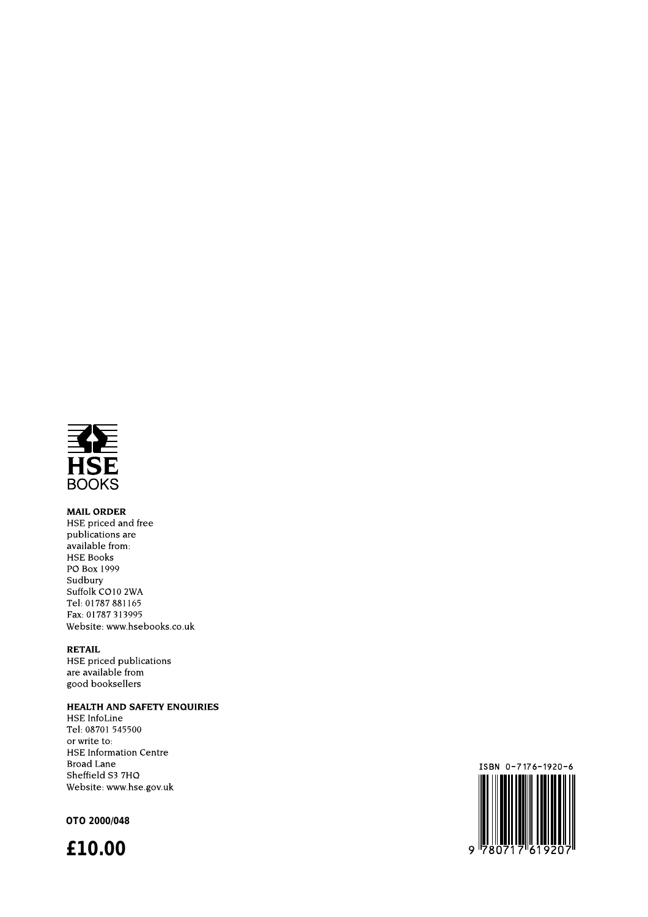HSE BOOKS

**MAIL ORDER**
HSE priced and free publications are available from:
HSE Books
PO Box 1999
Sudbury
Suffolk CO10 2WA
Tel: 01787 881165
Fax: 01787 313995
Website: www.hsebooks.co.uk

**RETAIL**
HSE priced publications are available from good booksellers

**HEALTH AND SAFETY ENQUIRIES**
HSE InfoLine
Tel: 08701 545500
or write to:
HSE Information Centre
Broad Lane
Sheffield S3 7HQ
Website: www.hse.gov.uk

**OTO 2000/048**

**£10.00**

ISBN 0-7176-1920-6

9 780717 619207